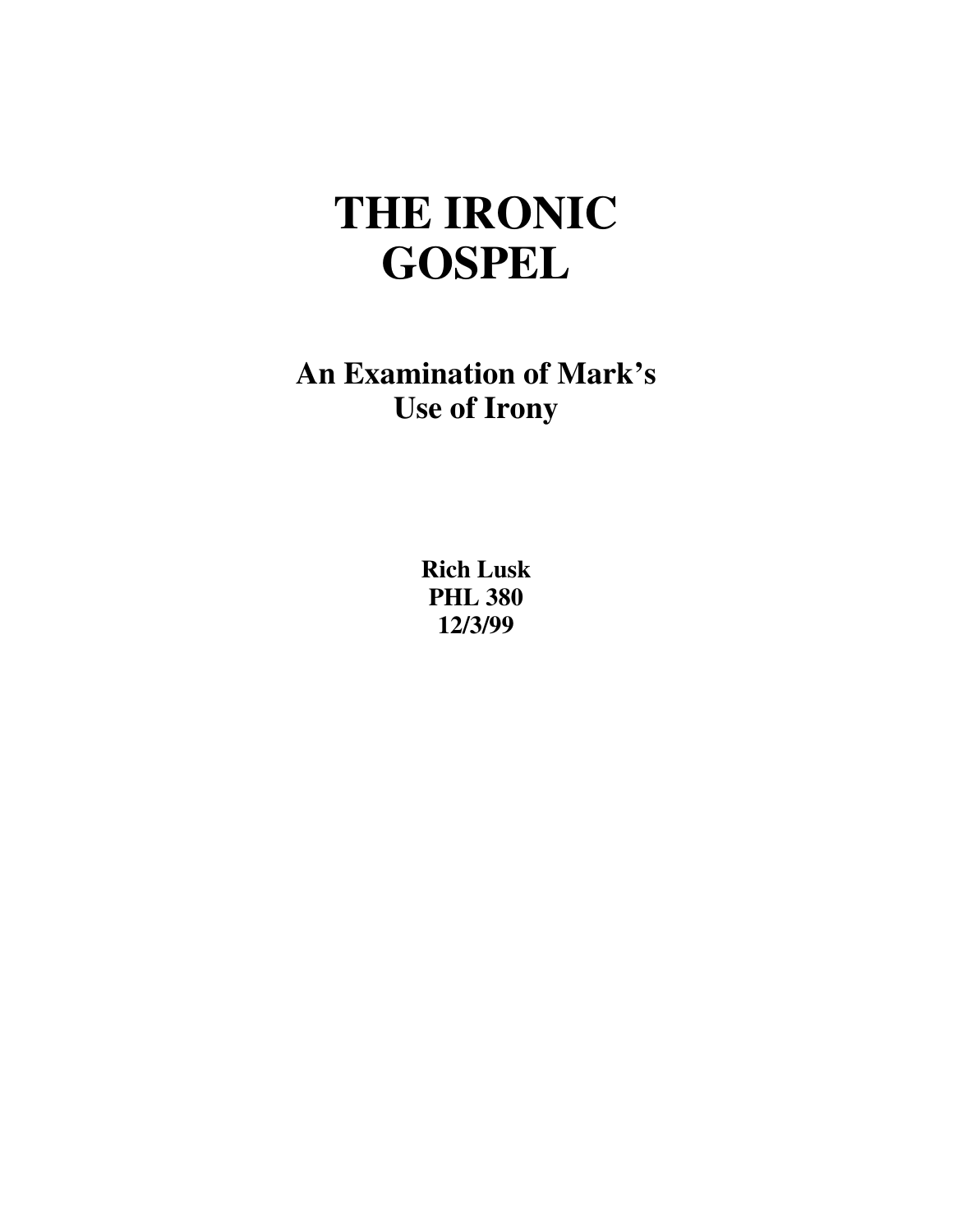# THE IRONIC GOSPEL

## An Examination of Mark's Use of Irony

**Rich Lusk**
**PHL 380**
**12/3/99**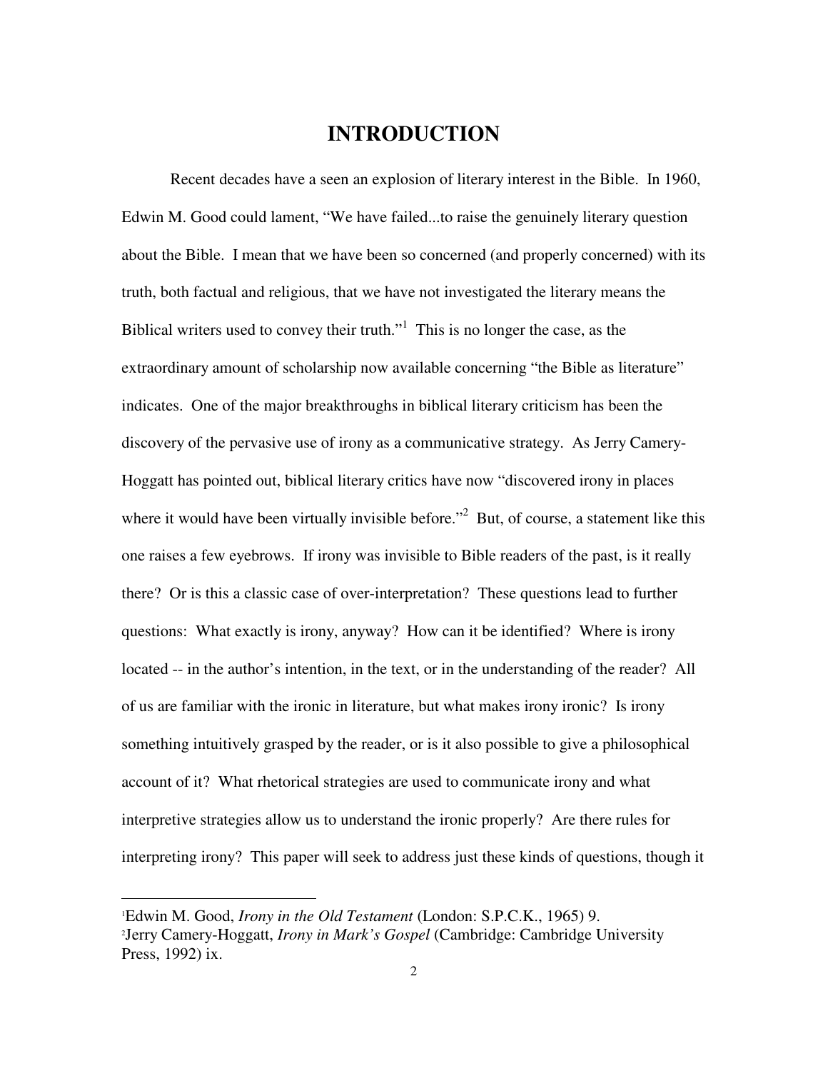# INTRODUCTION

Recent decades have a seen an explosion of literary interest in the Bible. In 1960, Edwin M. Good could lament, "We have failed...to raise the genuinely literary question about the Bible. I mean that we have been so concerned (and properly concerned) with its truth, both factual and religious, that we have not investigated the literary means the Biblical writers used to convey their truth."[1] This is no longer the case, as the extraordinary amount of scholarship now available concerning "the Bible as literature" indicates. One of the major breakthroughs in biblical literary criticism has been the discovery of the pervasive use of irony as a communicative strategy. As Jerry Camery-Hoggatt has pointed out, biblical literary critics have now "discovered irony in places where it would have been virtually invisible before."[2] But, of course, a statement like this one raises a few eyebrows. If irony was invisible to Bible readers of the past, is it really there? Or is this a classic case of over-interpretation? These questions lead to further questions: What exactly is irony, anyway? How can it be identified? Where is irony located -- in the author's intention, in the text, or in the understanding of the reader? All of us are familiar with the ironic in literature, but what makes irony ironic? Is irony something intuitively grasped by the reader, or is it also possible to give a philosophical account of it? What rhetorical strategies are used to communicate irony and what interpretive strategies allow us to understand the ironic properly? Are there rules for interpreting irony? This paper will seek to address just these kinds of questions, though it

---

[1] Edwin M. Good, *Irony in the Old Testament* (London: S.P.C.K., 1965) 9.

[2] Jerry Camery-Hoggatt, *Irony in Mark's Gospel* (Cambridge: Cambridge University Press, 1992) ix.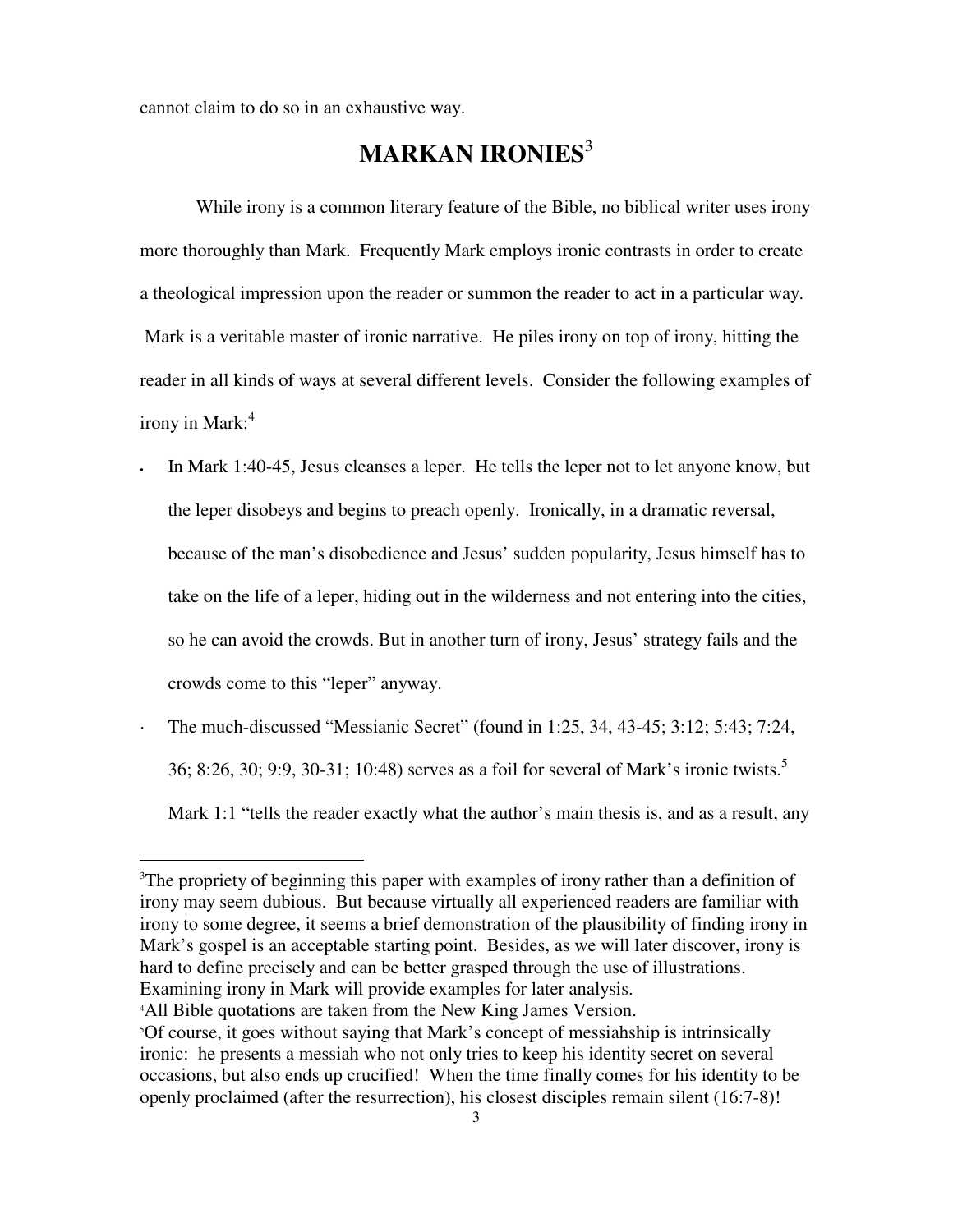cannot claim to do so in an exhaustive way.

## MARKAN IRONIES[3]

While irony is a common literary feature of the Bible, no biblical writer uses irony more thoroughly than Mark. Frequently Mark employs ironic contrasts in order to create a theological impression upon the reader or summon the reader to act in a particular way. Mark is a veritable master of ironic narrative. He piles irony on top of irony, hitting the reader in all kinds of ways at several different levels. Consider the following examples of irony in Mark:[4]

- In Mark 1:40-45, Jesus cleanses a leper. He tells the leper not to let anyone know, but the leper disobeys and begins to preach openly. Ironically, in a dramatic reversal, because of the man's disobedience and Jesus' sudden popularity, Jesus himself has to take on the life of a leper, hiding out in the wilderness and not entering into the cities, so he can avoid the crowds. But in another turn of irony, Jesus' strategy fails and the crowds come to this "leper" anyway.
- The much-discussed "Messianic Secret" (found in 1:25, 34, 43-45; 3:12; 5:43; 7:24, 36; 8:26, 30; 9:9, 30-31; 10:48) serves as a foil for several of Mark's ironic twists.[5] Mark 1:1 "tells the reader exactly what the author's main thesis is, and as a result, any

---

[3]The propriety of beginning this paper with examples of irony rather than a definition of irony may seem dubious. But because virtually all experienced readers are familiar with irony to some degree, it seems a brief demonstration of the plausibility of finding irony in Mark's gospel is an acceptable starting point. Besides, as we will later discover, irony is hard to define precisely and can be better grasped through the use of illustrations. Examining irony in Mark will provide examples for later analysis.

[4]All Bible quotations are taken from the New King James Version.

[5]Of course, it goes without saying that Mark's concept of messiahship is intrinsically ironic: he presents a messiah who not only tries to keep his identity secret on several occasions, but also ends up crucified! When the time finally comes for his identity to be openly proclaimed (after the resurrection), his closest disciples remain silent (16:7-8)!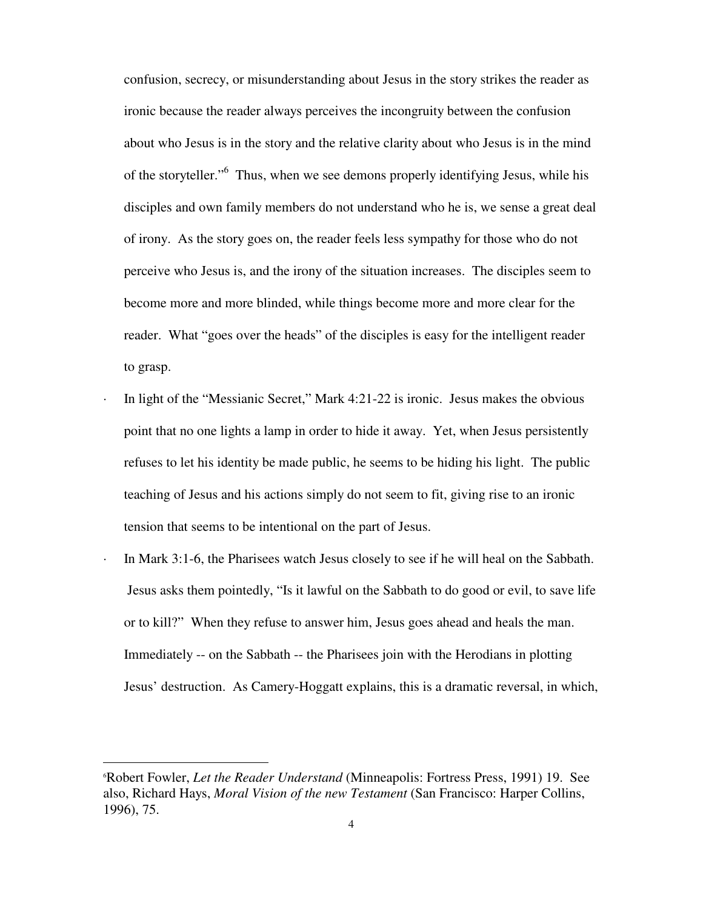confusion, secrecy, or misunderstanding about Jesus in the story strikes the reader as ironic because the reader always perceives the incongruity between the confusion about who Jesus is in the story and the relative clarity about who Jesus is in the mind of the storyteller."[6] Thus, when we see demons properly identifying Jesus, while his disciples and own family members do not understand who he is, we sense a great deal of irony. As the story goes on, the reader feels less sympathy for those who do not perceive who Jesus is, and the irony of the situation increases. The disciples seem to become more and more blinded, while things become more and more clear for the reader. What "goes over the heads" of the disciples is easy for the intelligent reader to grasp.

- In light of the "Messianic Secret," Mark 4:21-22 is ironic. Jesus makes the obvious point that no one lights a lamp in order to hide it away. Yet, when Jesus persistently refuses to let his identity be made public, he seems to be hiding his light. The public teaching of Jesus and his actions simply do not seem to fit, giving rise to an ironic tension that seems to be intentional on the part of Jesus.
- In Mark 3:1-6, the Pharisees watch Jesus closely to see if he will heal on the Sabbath. Jesus asks them pointedly, "Is it lawful on the Sabbath to do good or evil, to save life or to kill?" When they refuse to answer him, Jesus goes ahead and heals the man. Immediately -- on the Sabbath -- the Pharisees join with the Herodians in plotting Jesus' destruction. As Camery-Hoggatt explains, this is a dramatic reversal, in which,

---

[6] Robert Fowler, *Let the Reader Understand* (Minneapolis: Fortress Press, 1991) 19. See also, Richard Hays, *Moral Vision of the new Testament* (San Francisco: Harper Collins, 1996), 75.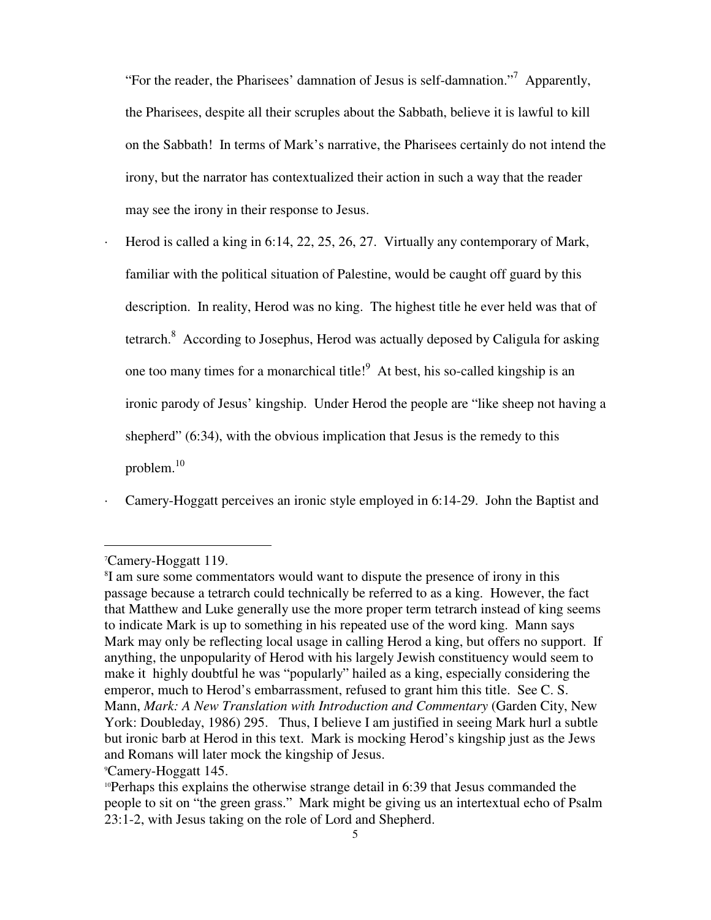"For the reader, the Pharisees' damnation of Jesus is self-damnation."[7] Apparently, the Pharisees, despite all their scruples about the Sabbath, believe it is lawful to kill on the Sabbath! In terms of Mark's narrative, the Pharisees certainly do not intend the irony, but the narrator has contextualized their action in such a way that the reader may see the irony in their response to Jesus.

- Herod is called a king in 6:14, 22, 25, 26, 27. Virtually any contemporary of Mark, familiar with the political situation of Palestine, would be caught off guard by this description. In reality, Herod was no king. The highest title he ever held was that of tetrarch.[8] According to Josephus, Herod was actually deposed by Caligula for asking one too many times for a monarchical title![9] At best, his so-called kingship is an ironic parody of Jesus' kingship. Under Herod the people are "like sheep not having a shepherd" (6:34), with the obvious implication that Jesus is the remedy to this problem.[10]
- Camery-Hoggatt perceives an ironic style employed in 6:14-29. John the Baptist and

---

[7]Camery-Hoggatt 119.

[8]I am sure some commentators would want to dispute the presence of irony in this passage because a tetrarch could technically be referred to as a king. However, the fact that Matthew and Luke generally use the more proper term tetrarch instead of king seems to indicate Mark is up to something in his repeated use of the word king. Mann says Mark may only be reflecting local usage in calling Herod a king, but offers no support. If anything, the unpopularity of Herod with his largely Jewish constituency would seem to make it highly doubtful he was "popularly" hailed as a king, especially considering the emperor, much to Herod's embarrassment, refused to grant him this title. See C. S. Mann, *Mark: A New Translation with Introduction and Commentary* (Garden City, New York: Doubleday, 1986) 295. Thus, I believe I am justified in seeing Mark hurl a subtle but ironic barb at Herod in this text. Mark is mocking Herod's kingship just as the Jews and Romans will later mock the kingship of Jesus.

[9]Camery-Hoggatt 145.

[10]Perhaps this explains the otherwise strange detail in 6:39 that Jesus commanded the people to sit on "the green grass." Mark might be giving us an intertextual echo of Psalm 23:1-2, with Jesus taking on the role of Lord and Shepherd.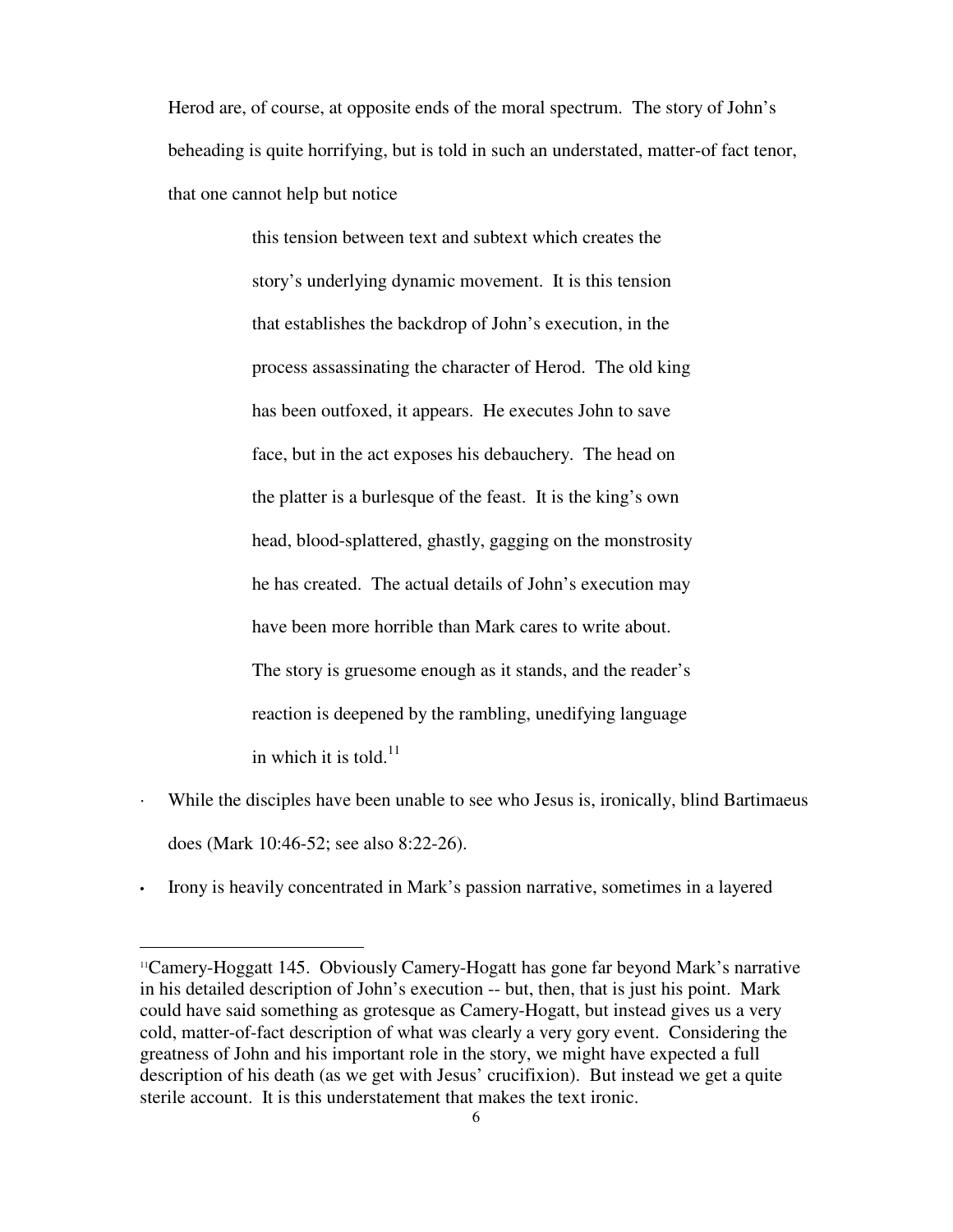Herod are, of course, at opposite ends of the moral spectrum. The story of John's beheading is quite horrifying, but is told in such an understated, matter-of fact tenor, that one cannot help but notice

> this tension between text and subtext which creates the story's underlying dynamic movement. It is this tension that establishes the backdrop of John's execution, in the process assassinating the character of Herod. The old king has been outfoxed, it appears. He executes John to save face, but in the act exposes his debauchery. The head on the platter is a burlesque of the feast. It is the king's own head, blood-splattered, ghastly, gagging on the monstrosity he has created. The actual details of John's execution may have been more horrible than Mark cares to write about. The story is gruesome enough as it stands, and the reader's reaction is deepened by the rambling, unedifying language in which it is told.[11]

- While the disciples have been unable to see who Jesus is, ironically, blind Bartimaeus does (Mark 10:46-52; see also 8:22-26).
- Irony is heavily concentrated in Mark's passion narrative, sometimes in a layered

---

[11] Camery-Hoggatt 145. Obviously Camery-Hogatt has gone far beyond Mark's narrative in his detailed description of John's execution -- but, then, that is just his point. Mark could have said something as grotesque as Camery-Hogatt, but instead gives us a very cold, matter-of-fact description of what was clearly a very gory event. Considering the greatness of John and his important role in the story, we might have expected a full description of his death (as we get with Jesus' crucifixion). But instead we get a quite sterile account. It is this understatement that makes the text ironic.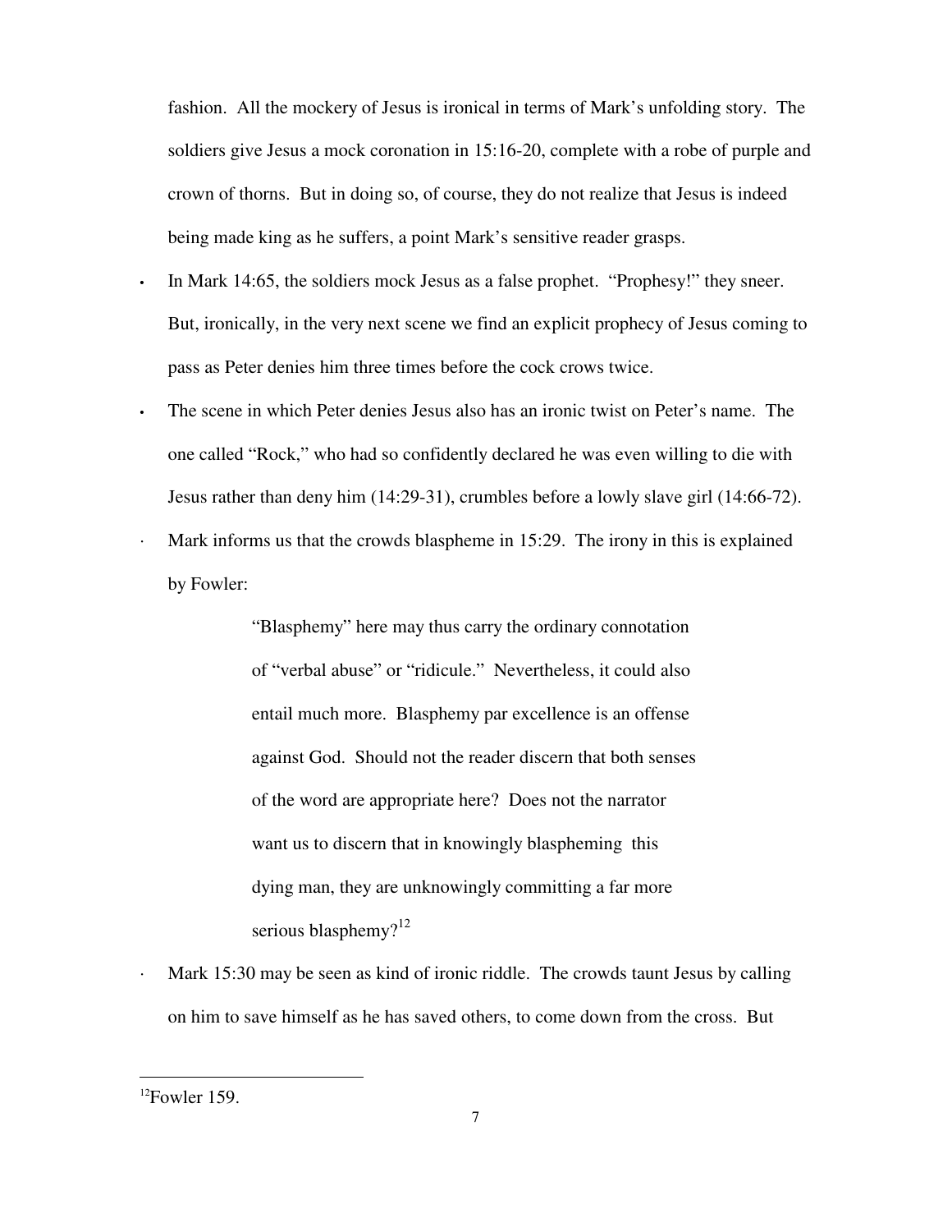fashion. All the mockery of Jesus is ironical in terms of Mark's unfolding story. The soldiers give Jesus a mock coronation in 15:16-20, complete with a robe of purple and crown of thorns. But in doing so, of course, they do not realize that Jesus is indeed being made king as he suffers, a point Mark's sensitive reader grasps.

- In Mark 14:65, the soldiers mock Jesus as a false prophet. "Prophesy!" they sneer. But, ironically, in the very next scene we find an explicit prophecy of Jesus coming to pass as Peter denies him three times before the cock crows twice.
- The scene in which Peter denies Jesus also has an ironic twist on Peter's name. The one called "Rock," who had so confidently declared he was even willing to die with Jesus rather than deny him (14:29-31), crumbles before a lowly slave girl (14:66-72).
- Mark informs us that the crowds blaspheme in 15:29. The irony in this is explained by Fowler:

> "Blasphemy" here may thus carry the ordinary connotation of "verbal abuse" or "ridicule." Nevertheless, it could also entail much more. Blasphemy par excellence is an offense against God. Should not the reader discern that both senses of the word are appropriate here? Does not the narrator want us to discern that in knowingly blaspheming this dying man, they are unknowingly committing a far more serious blasphemy?[12]

- Mark 15:30 may be seen as kind of ironic riddle. The crowds taunt Jesus by calling on him to save himself as he has saved others, to come down from the cross. But

[12]Fowler 159.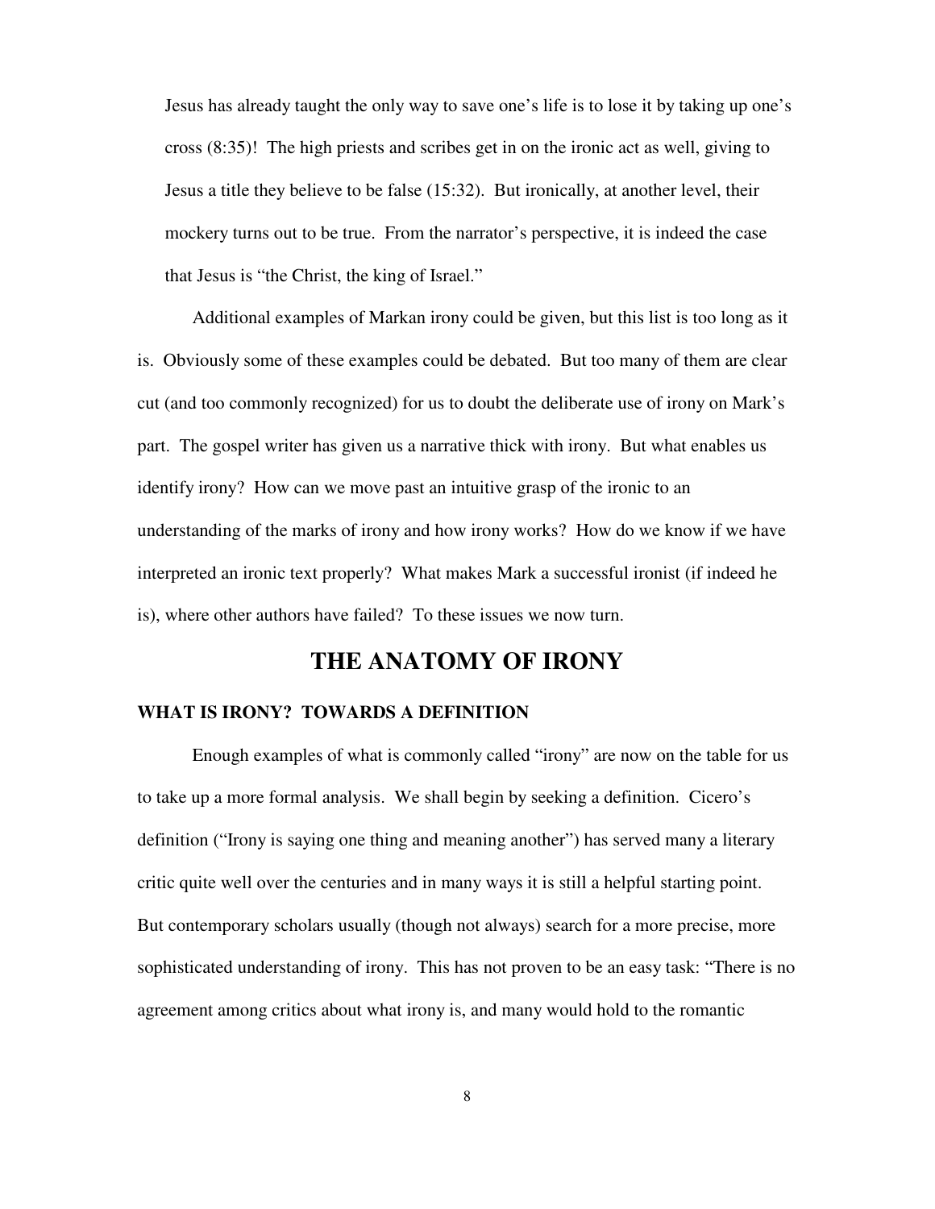Jesus has already taught the only way to save one's life is to lose it by taking up one's cross (8:35)! The high priests and scribes get in on the ironic act as well, giving to Jesus a title they believe to be false (15:32). But ironically, at another level, their mockery turns out to be true. From the narrator's perspective, it is indeed the case that Jesus is "the Christ, the king of Israel."

Additional examples of Markan irony could be given, but this list is too long as it is. Obviously some of these examples could be debated. But too many of them are clear cut (and too commonly recognized) for us to doubt the deliberate use of irony on Mark's part. The gospel writer has given us a narrative thick with irony. But what enables us identify irony? How can we move past an intuitive grasp of the ironic to an understanding of the marks of irony and how irony works? How do we know if we have interpreted an ironic text properly? What makes Mark a successful ironist (if indeed he is), where other authors have failed? To these issues we now turn.

# THE ANATOMY OF IRONY

### WHAT IS IRONY? TOWARDS A DEFINITION

Enough examples of what is commonly called "irony" are now on the table for us to take up a more formal analysis. We shall begin by seeking a definition. Cicero's definition ("Irony is saying one thing and meaning another") has served many a literary critic quite well over the centuries and in many ways it is still a helpful starting point. But contemporary scholars usually (though not always) search for a more precise, more sophisticated understanding of irony. This has not proven to be an easy task: "There is no agreement among critics about what irony is, and many would hold to the romantic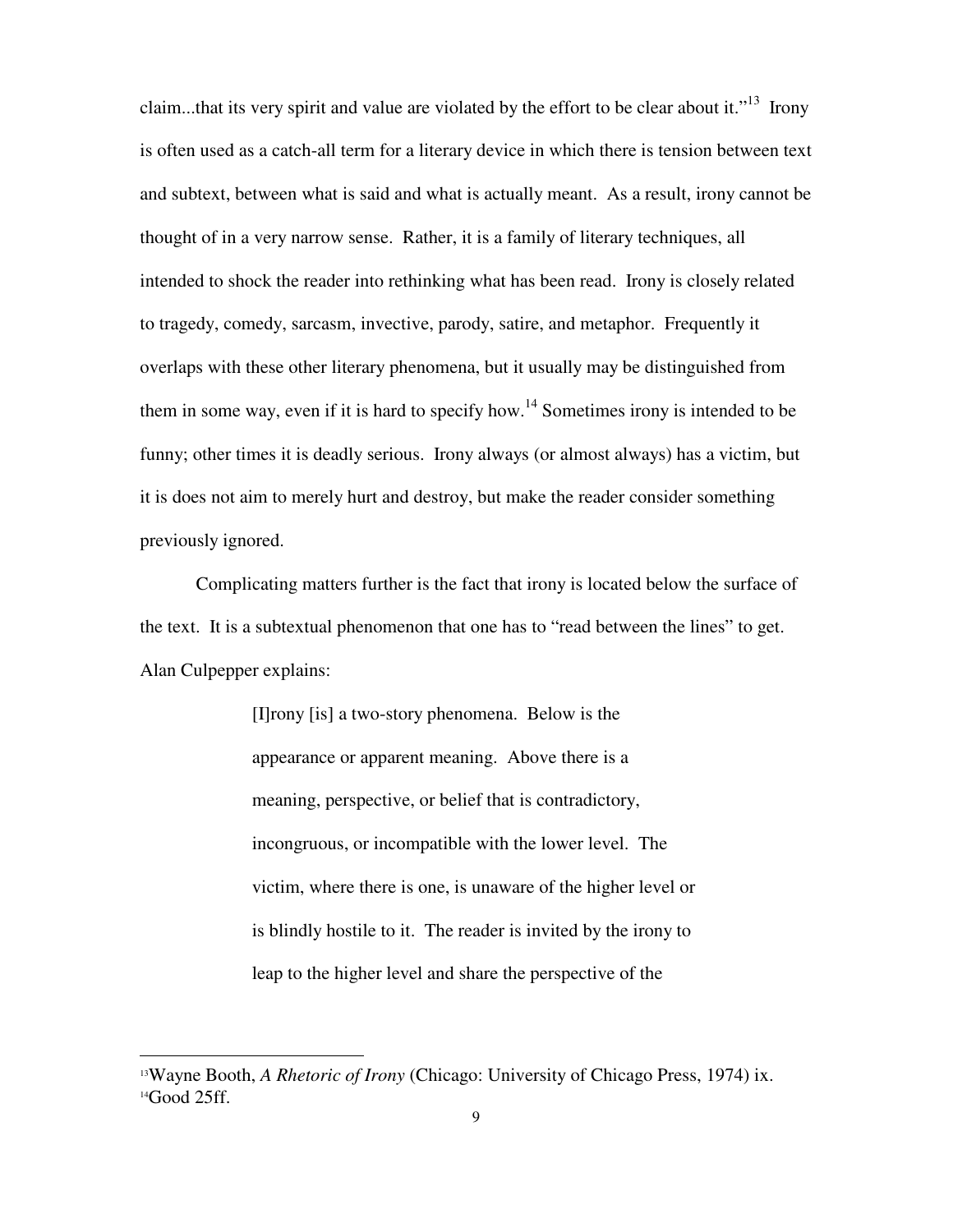claim...that its very spirit and value are violated by the effort to be clear about it."[13] Irony is often used as a catch-all term for a literary device in which there is tension between text and subtext, between what is said and what is actually meant. As a result, irony cannot be thought of in a very narrow sense. Rather, it is a family of literary techniques, all intended to shock the reader into rethinking what has been read. Irony is closely related to tragedy, comedy, sarcasm, invective, parody, satire, and metaphor. Frequently it overlaps with these other literary phenomena, but it usually may be distinguished from them in some way, even if it is hard to specify how.[14] Sometimes irony is intended to be funny; other times it is deadly serious. Irony always (or almost always) has a victim, but it is does not aim to merely hurt and destroy, but make the reader consider something previously ignored.

Complicating matters further is the fact that irony is located below the surface of the text. It is a subtextual phenomenon that one has to "read between the lines" to get. Alan Culpepper explains:

> [I]rony [is] a two-story phenomena. Below is the appearance or apparent meaning. Above there is a meaning, perspective, or belief that is contradictory, incongruous, or incompatible with the lower level. The victim, where there is one, is unaware of the higher level or is blindly hostile to it. The reader is invited by the irony to leap to the higher level and share the perspective of the

---

[13] Wayne Booth, *A Rhetoric of Irony* (Chicago: University of Chicago Press, 1974) ix.

[14] Good 25ff.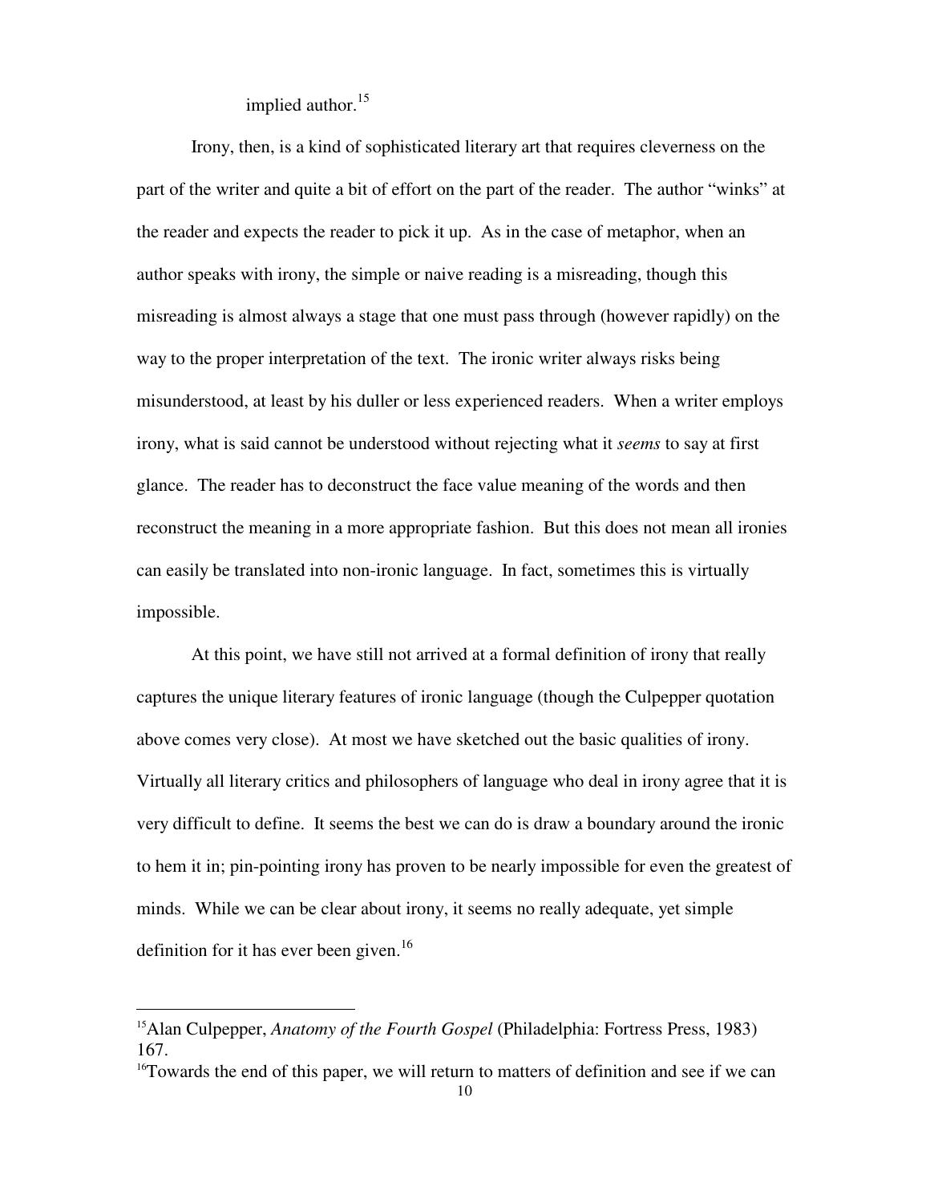implied author.[15]

Irony, then, is a kind of sophisticated literary art that requires cleverness on the part of the writer and quite a bit of effort on the part of the reader. The author "winks" at the reader and expects the reader to pick it up. As in the case of metaphor, when an author speaks with irony, the simple or naive reading is a misreading, though this misreading is almost always a stage that one must pass through (however rapidly) on the way to the proper interpretation of the text. The ironic writer always risks being misunderstood, at least by his duller or less experienced readers. When a writer employs irony, what is said cannot be understood without rejecting what it *seems* to say at first glance. The reader has to deconstruct the face value meaning of the words and then reconstruct the meaning in a more appropriate fashion. But this does not mean all ironies can easily be translated into non-ironic language. In fact, sometimes this is virtually impossible.

At this point, we have still not arrived at a formal definition of irony that really captures the unique literary features of ironic language (though the Culpepper quotation above comes very close). At most we have sketched out the basic qualities of irony. Virtually all literary critics and philosophers of language who deal in irony agree that it is very difficult to define. It seems the best we can do is draw a boundary around the ironic to hem it in; pin-pointing irony has proven to be nearly impossible for even the greatest of minds. While we can be clear about irony, it seems no really adequate, yet simple definition for it has ever been given.[16]

---

[15] Alan Culpepper, *Anatomy of the Fourth Gospel* (Philadelphia: Fortress Press, 1983) 167.

[16] Towards the end of this paper, we will return to matters of definition and see if we can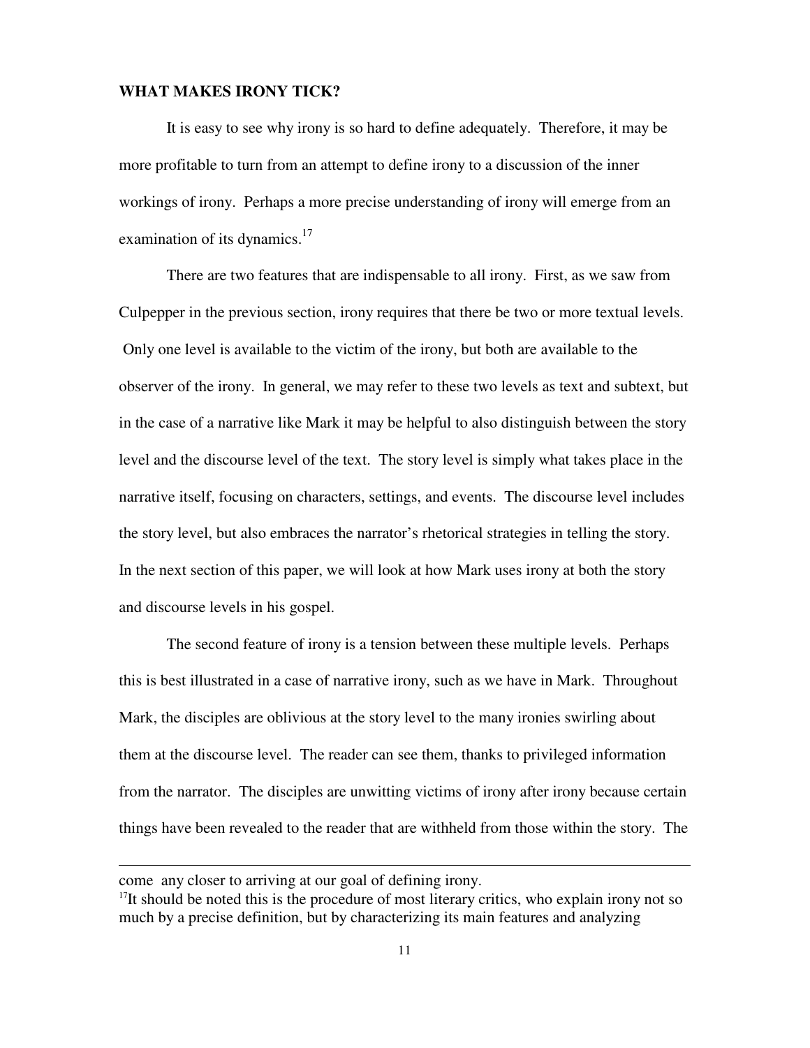**WHAT MAKES IRONY TICK?**

It is easy to see why irony is so hard to define adequately. Therefore, it may be more profitable to turn from an attempt to define irony to a discussion of the inner workings of irony. Perhaps a more precise understanding of irony will emerge from an examination of its dynamics.[17]

There are two features that are indispensable to all irony. First, as we saw from Culpepper in the previous section, irony requires that there be two or more textual levels. Only one level is available to the victim of the irony, but both are available to the observer of the irony. In general, we may refer to these two levels as text and subtext, but in the case of a narrative like Mark it may be helpful to also distinguish between the story level and the discourse level of the text. The story level is simply what takes place in the narrative itself, focusing on characters, settings, and events. The discourse level includes the story level, but also embraces the narrator's rhetorical strategies in telling the story. In the next section of this paper, we will look at how Mark uses irony at both the story and discourse levels in his gospel.

The second feature of irony is a tension between these multiple levels. Perhaps this is best illustrated in a case of narrative irony, such as we have in Mark. Throughout Mark, the disciples are oblivious at the story level to the many ironies swirling about them at the discourse level. The reader can see them, thanks to privileged information from the narrator. The disciples are unwitting victims of irony after irony because certain things have been revealed to the reader that are withheld from those within the story. The

---

come any closer to arriving at our goal of defining irony.

[17]It should be noted this is the procedure of most literary critics, who explain irony not so much by a precise definition, but by characterizing its main features and analyzing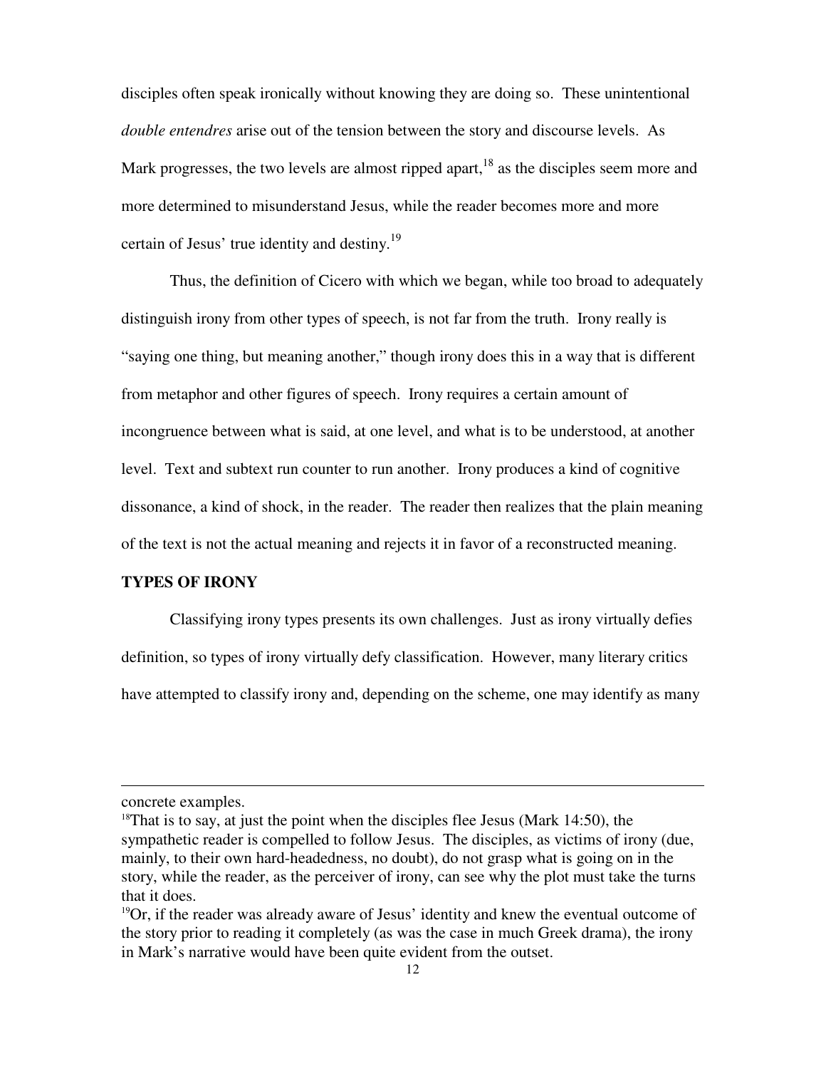disciples often speak ironically without knowing they are doing so. These unintentional *double entendres* arise out of the tension between the story and discourse levels. As Mark progresses, the two levels are almost ripped apart,[18] as the disciples seem more and more determined to misunderstand Jesus, while the reader becomes more and more certain of Jesus' true identity and destiny.[19]

Thus, the definition of Cicero with which we began, while too broad to adequately distinguish irony from other types of speech, is not far from the truth. Irony really is "saying one thing, but meaning another," though irony does this in a way that is different from metaphor and other figures of speech. Irony requires a certain amount of incongruence between what is said, at one level, and what is to be understood, at another level. Text and subtext run counter to run another. Irony produces a kind of cognitive dissonance, a kind of shock, in the reader. The reader then realizes that the plain meaning of the text is not the actual meaning and rejects it in favor of a reconstructed meaning.

**TYPES OF IRONY**

Classifying irony types presents its own challenges. Just as irony virtually defies definition, so types of irony virtually defy classification. However, many literary critics have attempted to classify irony and, depending on the scheme, one may identify as many

---

concrete examples.

[18]That is to say, at just the point when the disciples flee Jesus (Mark 14:50), the sympathetic reader is compelled to follow Jesus. The disciples, as victims of irony (due, mainly, to their own hard-headedness, no doubt), do not grasp what is going on in the story, while the reader, as the perceiver of irony, can see why the plot must take the turns that it does.

[19]Or, if the reader was already aware of Jesus' identity and knew the eventual outcome of the story prior to reading it completely (as was the case in much Greek drama), the irony in Mark's narrative would have been quite evident from the outset.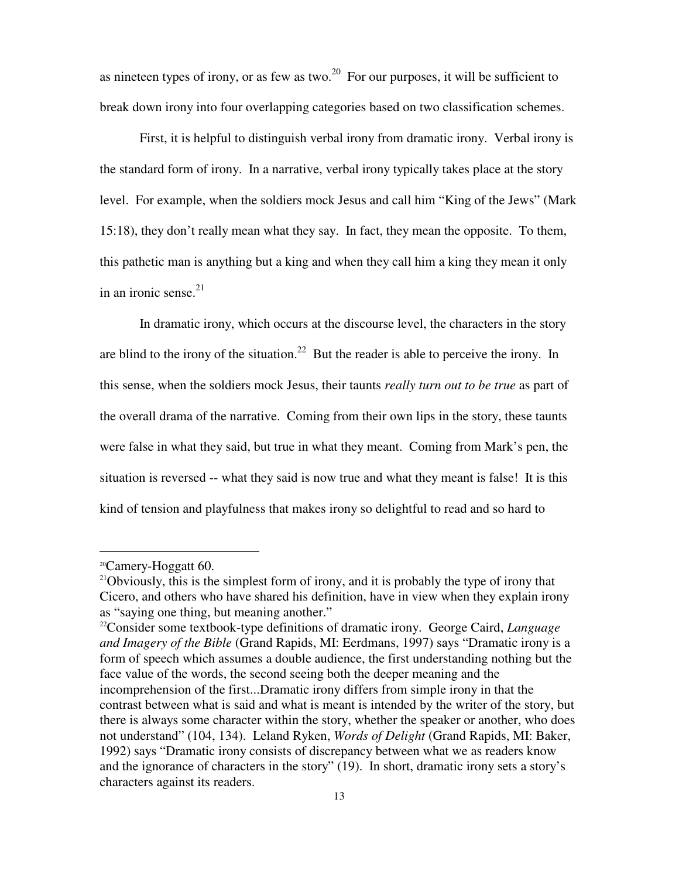as nineteen types of irony, or as few as two.[20] For our purposes, it will be sufficient to break down irony into four overlapping categories based on two classification schemes.

First, it is helpful to distinguish verbal irony from dramatic irony. Verbal irony is the standard form of irony. In a narrative, verbal irony typically takes place at the story level. For example, when the soldiers mock Jesus and call him "King of the Jews" (Mark 15:18), they don't really mean what they say. In fact, they mean the opposite. To them, this pathetic man is anything but a king and when they call him a king they mean it only in an ironic sense.[21]

In dramatic irony, which occurs at the discourse level, the characters in the story are blind to the irony of the situation.[22] But the reader is able to perceive the irony. In this sense, when the soldiers mock Jesus, their taunts *really turn out to be true* as part of the overall drama of the narrative. Coming from their own lips in the story, these taunts were false in what they said, but true in what they meant. Coming from Mark's pen, the situation is reversed -- what they said is now true and what they meant is false! It is this kind of tension and playfulness that makes irony so delightful to read and so hard to

---

[20] Camery-Hoggatt 60.

[21] Obviously, this is the simplest form of irony, and it is probably the type of irony that Cicero, and others who have shared his definition, have in view when they explain irony as "saying one thing, but meaning another."

[22] Consider some textbook-type definitions of dramatic irony. George Caird, *Language and Imagery of the Bible* (Grand Rapids, MI: Eerdmans, 1997) says "Dramatic irony is a form of speech which assumes a double audience, the first understanding nothing but the face value of the words, the second seeing both the deeper meaning and the incomprehension of the first...Dramatic irony differs from simple irony in that the contrast between what is said and what is meant is intended by the writer of the story, but there is always some character within the story, whether the speaker or another, who does not understand" (104, 134). Leland Ryken, *Words of Delight* (Grand Rapids, MI: Baker, 1992) says "Dramatic irony consists of discrepancy between what we as readers know and the ignorance of characters in the story" (19). In short, dramatic irony sets a story's characters against its readers.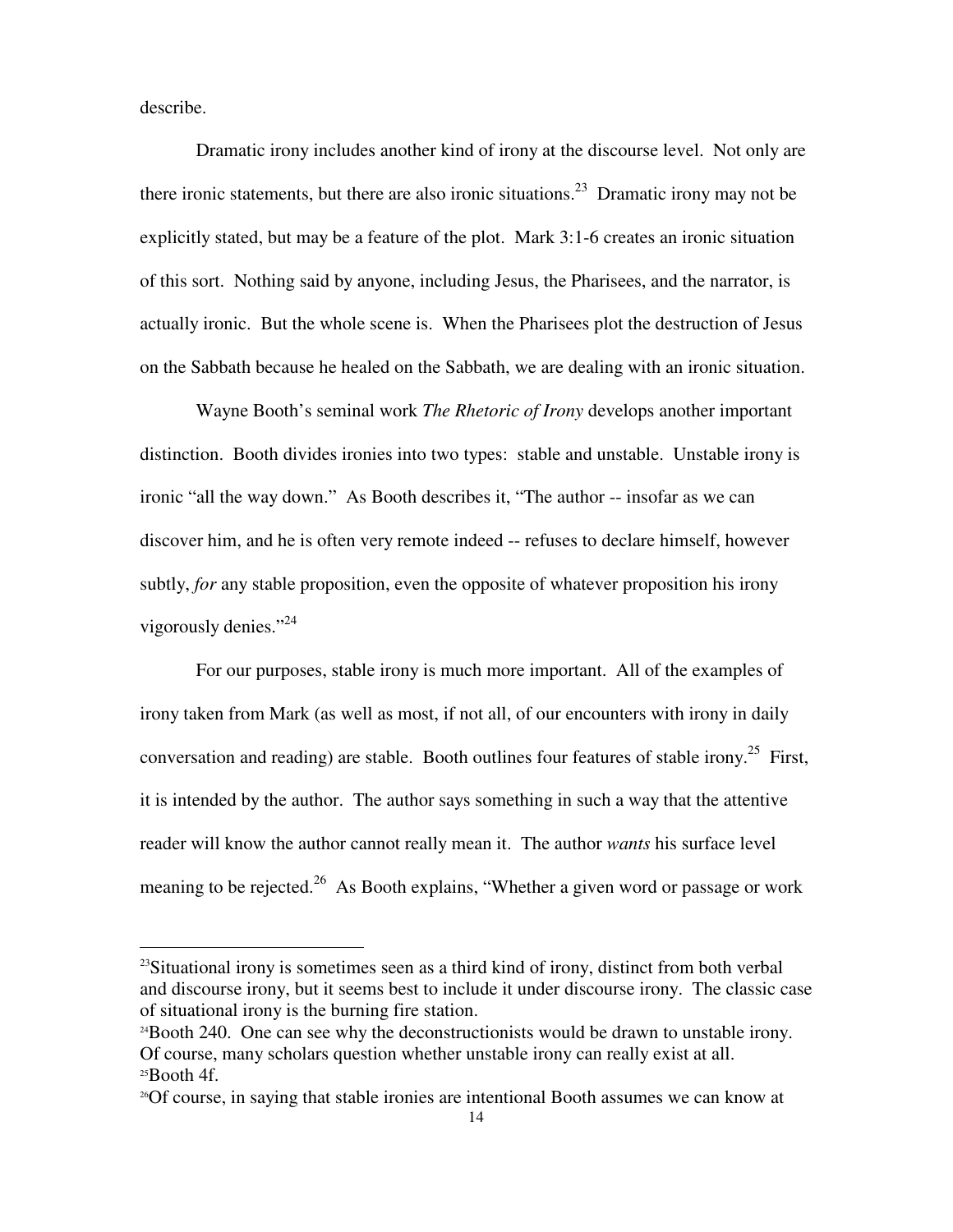describe.

Dramatic irony includes another kind of irony at the discourse level. Not only are there ironic statements, but there are also ironic situations.[23] Dramatic irony may not be explicitly stated, but may be a feature of the plot. Mark 3:1-6 creates an ironic situation of this sort. Nothing said by anyone, including Jesus, the Pharisees, and the narrator, is actually ironic. But the whole scene is. When the Pharisees plot the destruction of Jesus on the Sabbath because he healed on the Sabbath, we are dealing with an ironic situation.

Wayne Booth's seminal work *The Rhetoric of Irony* develops another important distinction. Booth divides ironies into two types: stable and unstable. Unstable irony is ironic "all the way down." As Booth describes it, "The author -- insofar as we can discover him, and he is often very remote indeed -- refuses to declare himself, however subtly, *for* any stable proposition, even the opposite of whatever proposition his irony vigorously denies."[24]

For our purposes, stable irony is much more important. All of the examples of irony taken from Mark (as well as most, if not all, of our encounters with irony in daily conversation and reading) are stable. Booth outlines four features of stable irony.[25] First, it is intended by the author. The author says something in such a way that the attentive reader will know the author cannot really mean it. The author *wants* his surface level meaning to be rejected.[26] As Booth explains, "Whether a given word or passage or work

---

[23]Situational irony is sometimes seen as a third kind of irony, distinct from both verbal and discourse irony, but it seems best to include it under discourse irony. The classic case of situational irony is the burning fire station.

[24]Booth 240. One can see why the deconstructionists would be drawn to unstable irony. Of course, many scholars question whether unstable irony can really exist at all.

[25]Booth 4f.

[26]Of course, in saying that stable ironies are intentional Booth assumes we can know at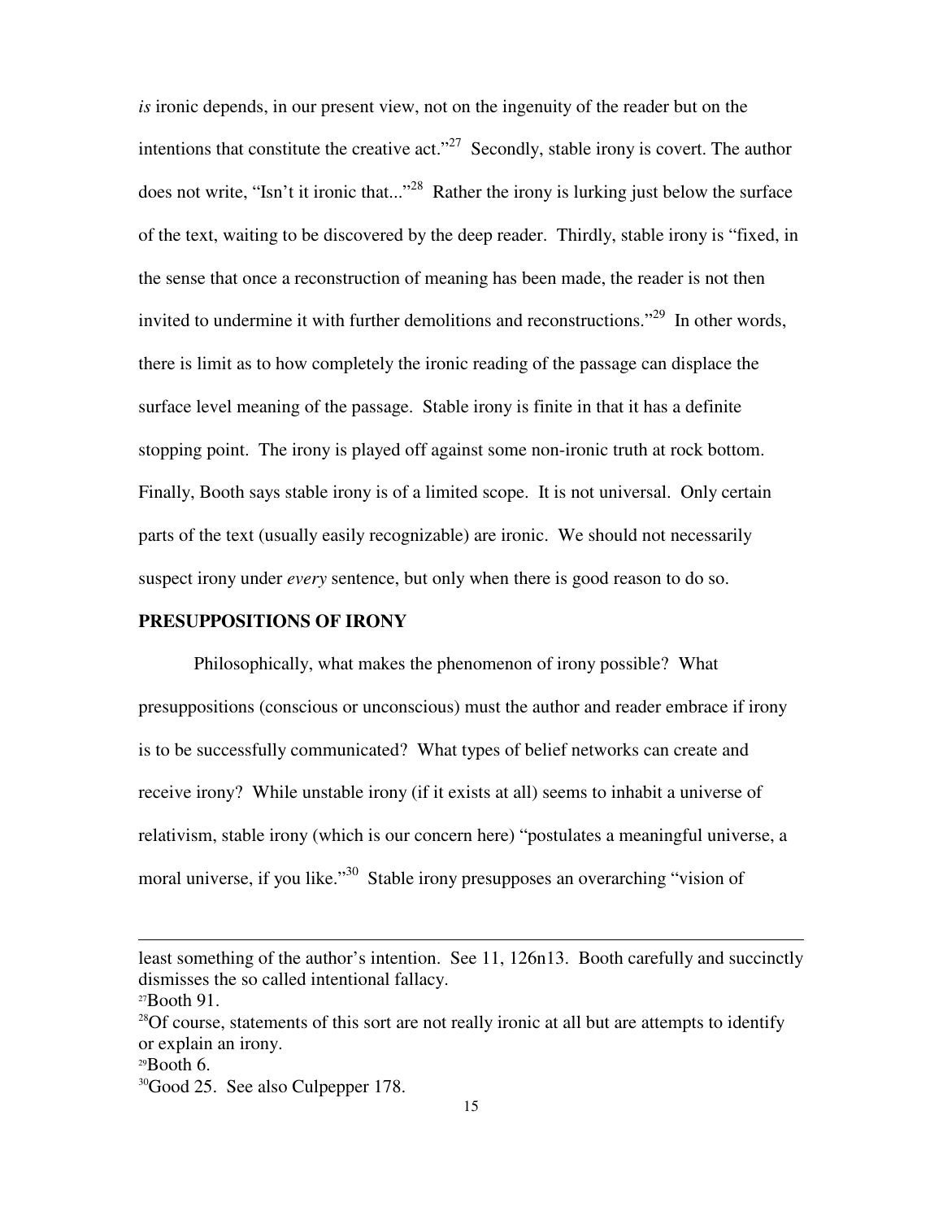*is* ironic depends, in our present view, not on the ingenuity of the reader but on the intentions that constitute the creative act."[27] Secondly, stable irony is covert. The author does not write, "Isn't it ironic that..."[28] Rather the irony is lurking just below the surface of the text, waiting to be discovered by the deep reader. Thirdly, stable irony is "fixed, in the sense that once a reconstruction of meaning has been made, the reader is not then invited to undermine it with further demolitions and reconstructions."[29] In other words, there is limit as to how completely the ironic reading of the passage can displace the surface level meaning of the passage. Stable irony is finite in that it has a definite stopping point. The irony is played off against some non-ironic truth at rock bottom. Finally, Booth says stable irony is of a limited scope. It is not universal. Only certain parts of the text (usually easily recognizable) are ironic. We should not necessarily suspect irony under *every* sentence, but only when there is good reason to do so.

**PRESUPPOSITIONS OF IRONY**

Philosophically, what makes the phenomenon of irony possible? What presuppositions (conscious or unconscious) must the author and reader embrace if irony is to be successfully communicated? What types of belief networks can create and receive irony? While unstable irony (if it exists at all) seems to inhabit a universe of relativism, stable irony (which is our concern here) "postulates a meaningful universe, a moral universe, if you like."[30] Stable irony presupposes an overarching "vision of

---

least something of the author's intention. See 11, 126n13. Booth carefully and succinctly dismisses the so called intentional fallacy.

[27]Booth 91.

[28]Of course, statements of this sort are not really ironic at all but are attempts to identify or explain an irony.

[29]Booth 6.

[30]Good 25. See also Culpepper 178.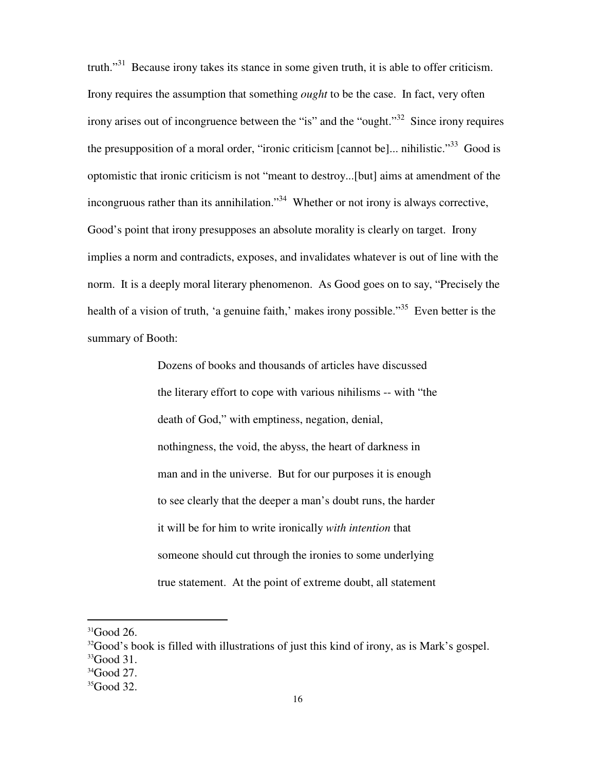truth."[31] Because irony takes its stance in some given truth, it is able to offer criticism. Irony requires the assumption that something *ought* to be the case. In fact, very often irony arises out of incongruence between the "is" and the "ought."[32] Since irony requires the presupposition of a moral order, "ironic criticism [cannot be]... nihilistic."[33] Good is optomistic that ironic criticism is not "meant to destroy...[but] aims at amendment of the incongruous rather than its annihilation."[34] Whether or not irony is always corrective, Good's point that irony presupposes an absolute morality is clearly on target. Irony implies a norm and contradicts, exposes, and invalidates whatever is out of line with the norm. It is a deeply moral literary phenomenon. As Good goes on to say, "Precisely the health of a vision of truth, 'a genuine faith,' makes irony possible."[35] Even better is the summary of Booth:

> Dozens of books and thousands of articles have discussed the literary effort to cope with various nihilisms -- with "the death of God," with emptiness, negation, denial, nothingness, the void, the abyss, the heart of darkness in man and in the universe. But for our purposes it is enough to see clearly that the deeper a man's doubt runs, the harder it will be for him to write ironically *with intention* that someone should cut through the ironies to some underlying true statement. At the point of extreme doubt, all statement

---

[31]Good 26.

[32]Good's book is filled with illustrations of just this kind of irony, as is Mark's gospel.

[33]Good 31.

[34]Good 27.

[35]Good 32.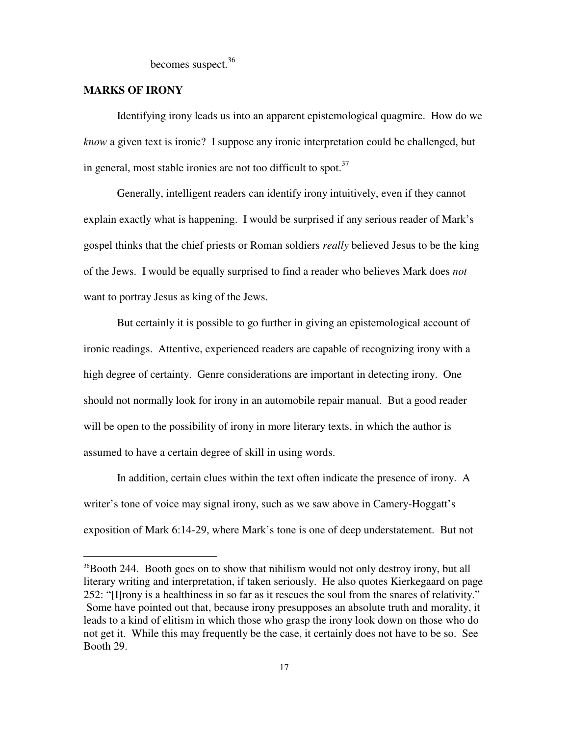becomes suspect.[36]

## MARKS OF IRONY

Identifying irony leads us into an apparent epistemological quagmire. How do we *know* a given text is ironic? I suppose any ironic interpretation could be challenged, but in general, most stable ironies are not too difficult to spot.[37]

Generally, intelligent readers can identify irony intuitively, even if they cannot explain exactly what is happening. I would be surprised if any serious reader of Mark's gospel thinks that the chief priests or Roman soldiers *really* believed Jesus to be the king of the Jews. I would be equally surprised to find a reader who believes Mark does *not* want to portray Jesus as king of the Jews.

But certainly it is possible to go further in giving an epistemological account of ironic readings. Attentive, experienced readers are capable of recognizing irony with a high degree of certainty. Genre considerations are important in detecting irony. One should not normally look for irony in an automobile repair manual. But a good reader will be open to the possibility of irony in more literary texts, in which the author is assumed to have a certain degree of skill in using words.

In addition, certain clues within the text often indicate the presence of irony. A writer's tone of voice may signal irony, such as we saw above in Camery-Hoggatt's exposition of Mark 6:14-29, where Mark's tone is one of deep understatement. But not

---

[36] Booth 244. Booth goes on to show that nihilism would not only destroy irony, but all literary writing and interpretation, if taken seriously. He also quotes Kierkegaard on page 252: "[I]rony is a healthiness in so far as it rescues the soul from the snares of relativity." Some have pointed out that, because irony presupposes an absolute truth and morality, it leads to a kind of elitism in which those who grasp the irony look down on those who do not get it. While this may frequently be the case, it certainly does not have to be so. See Booth 29.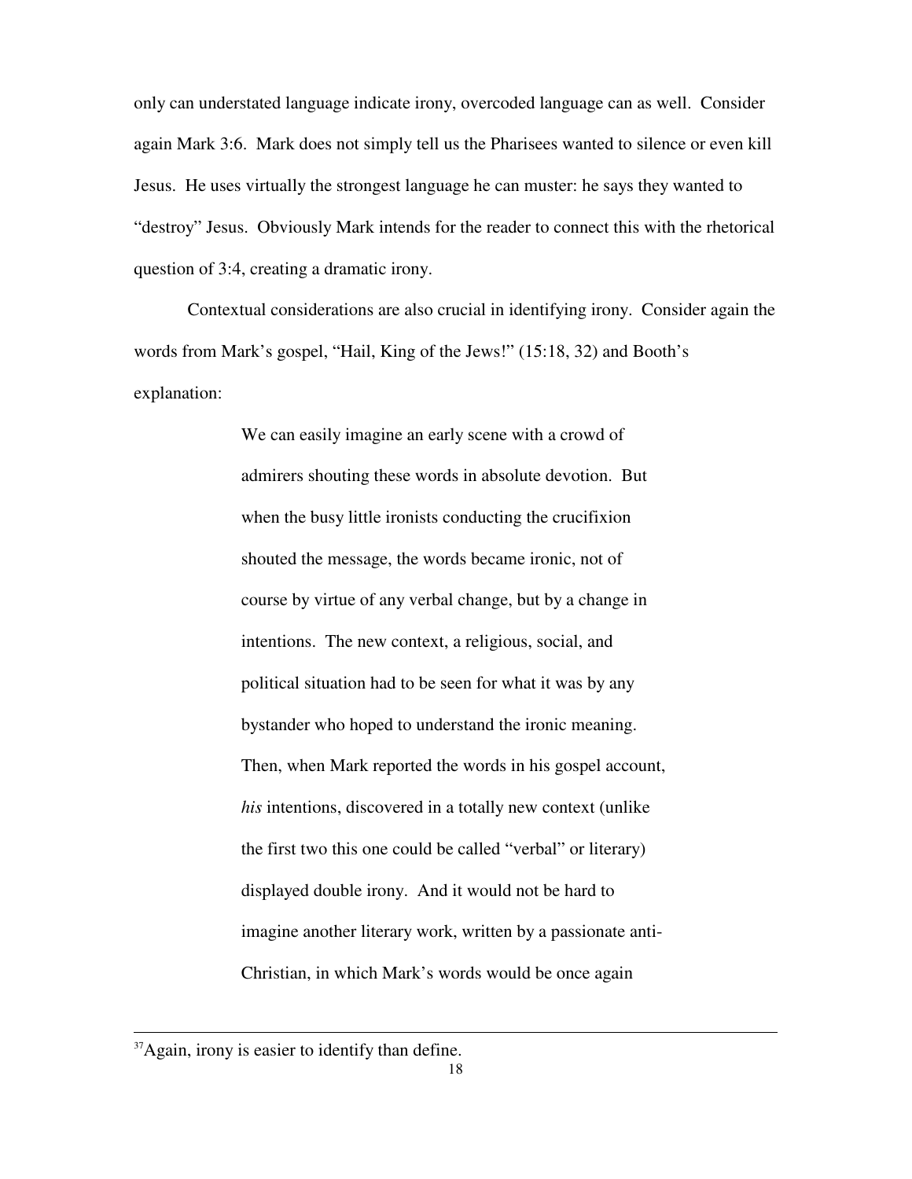only can understated language indicate irony, overcoded language can as well. Consider again Mark 3:6. Mark does not simply tell us the Pharisees wanted to silence or even kill Jesus. He uses virtually the strongest language he can muster: he says they wanted to "destroy" Jesus. Obviously Mark intends for the reader to connect this with the rhetorical question of 3:4, creating a dramatic irony.

Contextual considerations are also crucial in identifying irony. Consider again the words from Mark's gospel, "Hail, King of the Jews!" (15:18, 32) and Booth's explanation:

> We can easily imagine an early scene with a crowd of admirers shouting these words in absolute devotion. But when the busy little ironists conducting the crucifixion shouted the message, the words became ironic, not of course by virtue of any verbal change, but by a change in intentions. The new context, a religious, social, and political situation had to be seen for what it was by any bystander who hoped to understand the ironic meaning. Then, when Mark reported the words in his gospel account, *his* intentions, discovered in a totally new context (unlike the first two this one could be called "verbal" or literary) displayed double irony. And it would not be hard to imagine another literary work, written by a passionate anti-Christian, in which Mark's words would be once again

---

[37]Again, irony is easier to identify than define.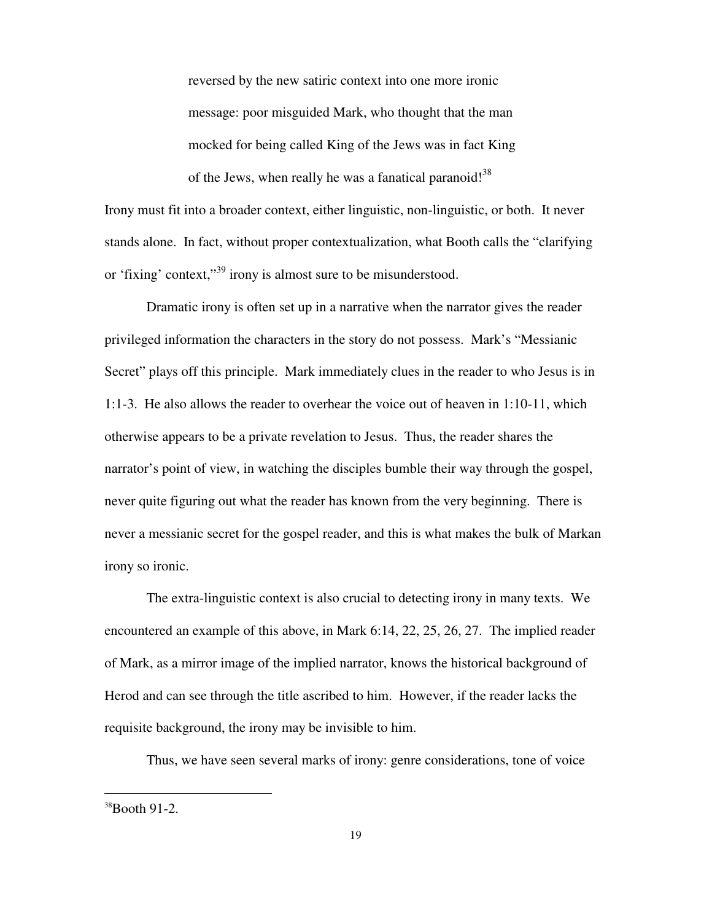> reversed by the new satiric context into one more ironic message: poor misguided Mark, who thought that the man mocked for being called King of the Jews was in fact King of the Jews, when really he was a fanatical paranoid![38]

Irony must fit into a broader context, either linguistic, non-linguistic, or both. It never stands alone. In fact, without proper contextualization, what Booth calls the "clarifying or 'fixing' context,"[39] irony is almost sure to be misunderstood.

Dramatic irony is often set up in a narrative when the narrator gives the reader privileged information the characters in the story do not possess. Mark's "Messianic Secret" plays off this principle. Mark immediately clues in the reader to who Jesus is in 1:1-3. He also allows the reader to overhear the voice out of heaven in 1:10-11, which otherwise appears to be a private revelation to Jesus. Thus, the reader shares the narrator's point of view, in watching the disciples bumble their way through the gospel, never quite figuring out what the reader has known from the very beginning. There is never a messianic secret for the gospel reader, and this is what makes the bulk of Markan irony so ironic.

The extra-linguistic context is also crucial to detecting irony in many texts. We encountered an example of this above, in Mark 6:14, 22, 25, 26, 27. The implied reader of Mark, as a mirror image of the implied narrator, knows the historical background of Herod and can see through the title ascribed to him. However, if the reader lacks the requisite background, the irony may be invisible to him.

Thus, we have seen several marks of irony: genre considerations, tone of voice

---

[38] Booth 91-2.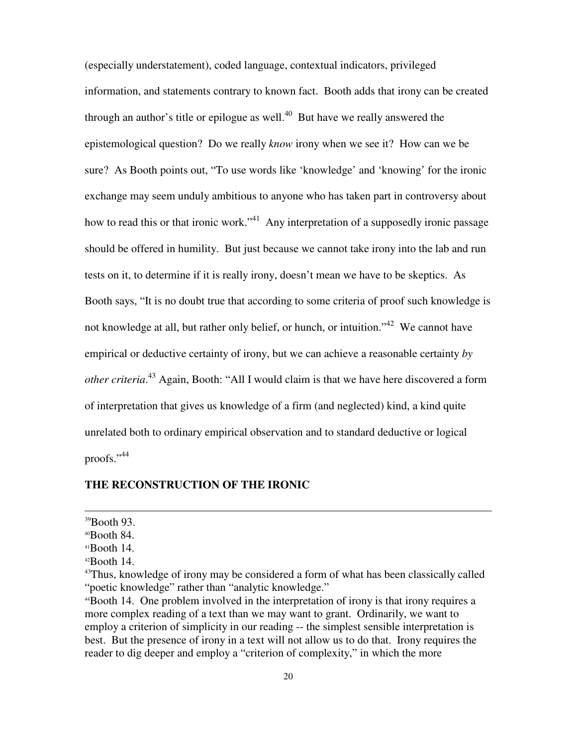(especially understatement), coded language, contextual indicators, privileged information, and statements contrary to known fact. Booth adds that irony can be created through an author's title or epilogue as well.[40] But have we really answered the epistemological question? Do we really *know* irony when we see it? How can we be sure? As Booth points out, "To use words like 'knowledge' and 'knowing' for the ironic exchange may seem unduly ambitious to anyone who has taken part in controversy about how to read this or that ironic work."[41] Any interpretation of a supposedly ironic passage should be offered in humility. But just because we cannot take irony into the lab and run tests on it, to determine if it is really irony, doesn't mean we have to be skeptics. As Booth says, "It is no doubt true that according to some criteria of proof such knowledge is not knowledge at all, but rather only belief, or hunch, or intuition."[42] We cannot have empirical or deductive certainty of irony, but we can achieve a reasonable certainty *by other criteria*.[43] Again, Booth: "All I would claim is that we have here discovered a form of interpretation that gives us knowledge of a firm (and neglected) kind, a kind quite unrelated both to ordinary empirical observation and to standard deductive or logical proofs."[44]

**THE RECONSTRUCTION OF THE IRONIC**

---

[39] Booth 93.

[40] Booth 84.

[41] Booth 14.

[42] Booth 14.

[43] Thus, knowledge of irony may be considered a form of what has been classically called "poetic knowledge" rather than "analytic knowledge."

[44] Booth 14. One problem involved in the interpretation of irony is that irony requires a more complex reading of a text than we may want to grant. Ordinarily, we want to employ a criterion of simplicity in our reading -- the simplest sensible interpretation is best. But the presence of irony in a text will not allow us to do that. Irony requires the reader to dig deeper and employ a "criterion of complexity," in which the more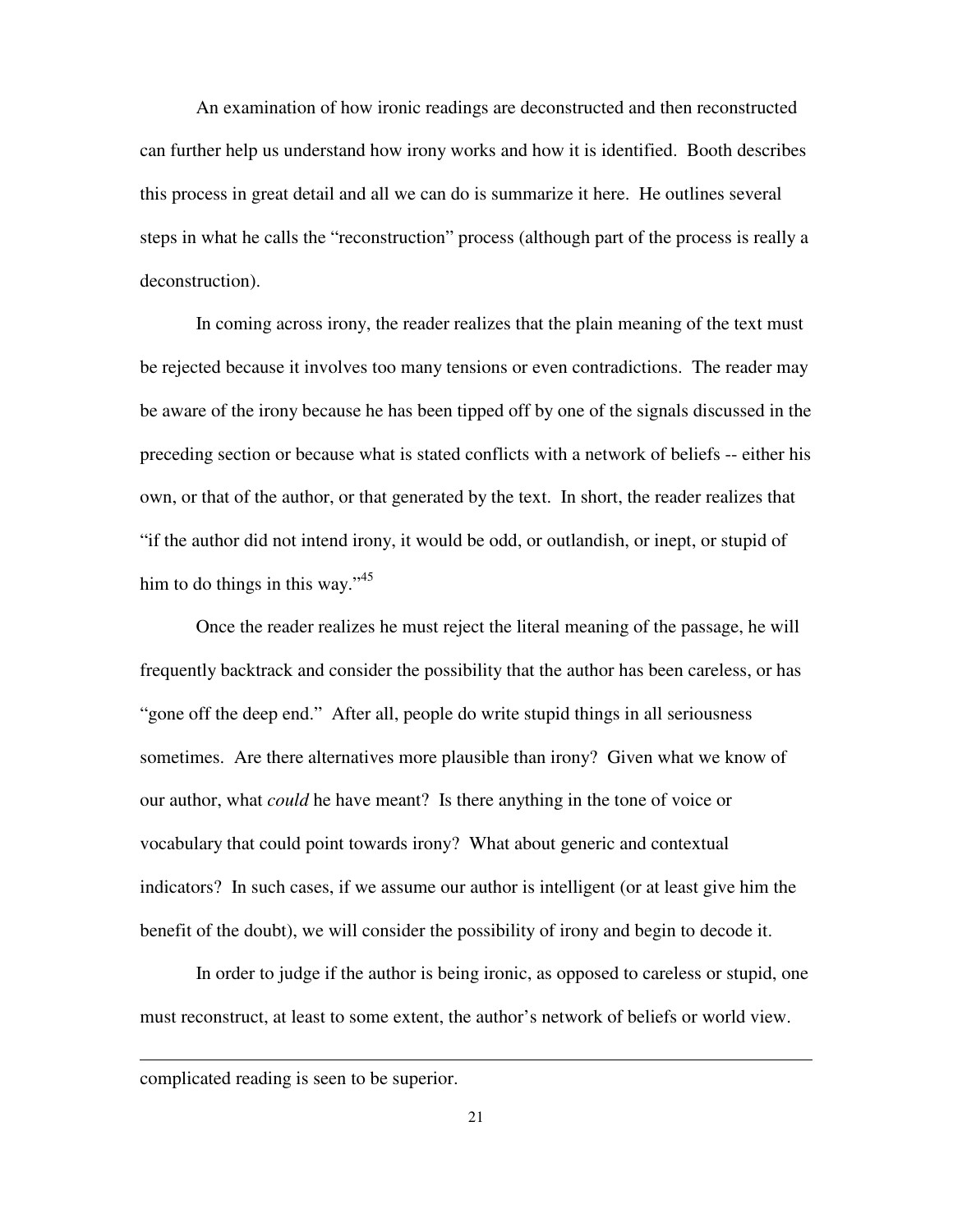An examination of how ironic readings are deconstructed and then reconstructed can further help us understand how irony works and how it is identified. Booth describes this process in great detail and all we can do is summarize it here. He outlines several steps in what he calls the "reconstruction" process (although part of the process is really a deconstruction).

In coming across irony, the reader realizes that the plain meaning of the text must be rejected because it involves too many tensions or even contradictions. The reader may be aware of the irony because he has been tipped off by one of the signals discussed in the preceding section or because what is stated conflicts with a network of beliefs -- either his own, or that of the author, or that generated by the text. In short, the reader realizes that "if the author did not intend irony, it would be odd, or outlandish, or inept, or stupid of him to do things in this way."[45]

Once the reader realizes he must reject the literal meaning of the passage, he will frequently backtrack and consider the possibility that the author has been careless, or has "gone off the deep end." After all, people do write stupid things in all seriousness sometimes. Are there alternatives more plausible than irony? Given what we know of our author, what *could* he have meant? Is there anything in the tone of voice or vocabulary that could point towards irony? What about generic and contextual indicators? In such cases, if we assume our author is intelligent (or at least give him the benefit of the doubt), we will consider the possibility of irony and begin to decode it.

In order to judge if the author is being ironic, as opposed to careless or stupid, one must reconstruct, at least to some extent, the author's network of beliefs or world view.

---

complicated reading is seen to be superior.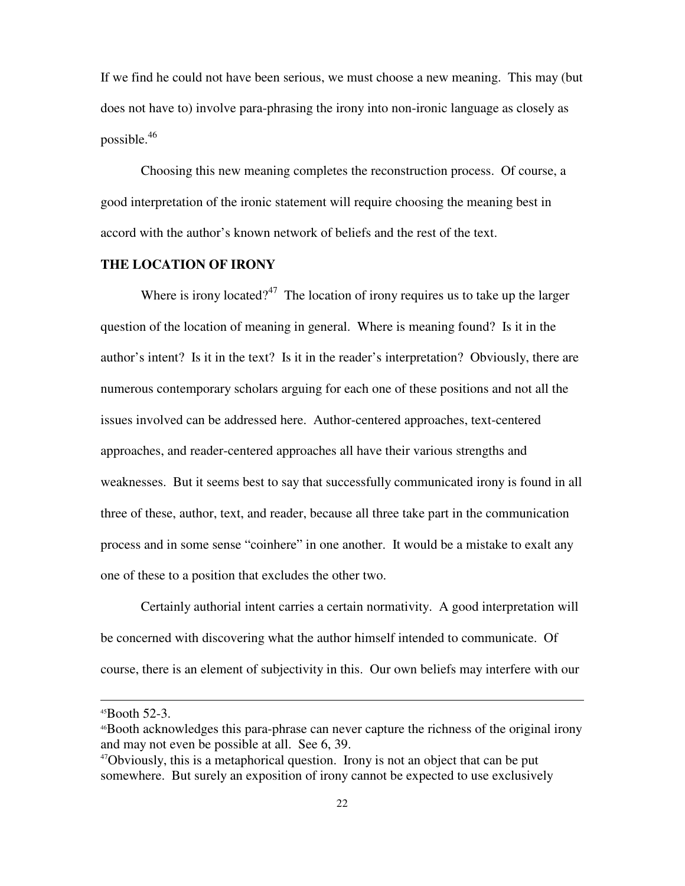If we find he could not have been serious, we must choose a new meaning. This may (but does not have to) involve para-phrasing the irony into non-ironic language as closely as possible.[46]

Choosing this new meaning completes the reconstruction process. Of course, a good interpretation of the ironic statement will require choosing the meaning best in accord with the author's known network of beliefs and the rest of the text.

**THE LOCATION OF IRONY**

Where is irony located?[47] The location of irony requires us to take up the larger question of the location of meaning in general. Where is meaning found? Is it in the author's intent? Is it in the text? Is it in the reader's interpretation? Obviously, there are numerous contemporary scholars arguing for each one of these positions and not all the issues involved can be addressed here. Author-centered approaches, text-centered approaches, and reader-centered approaches all have their various strengths and weaknesses. But it seems best to say that successfully communicated irony is found in all three of these, author, text, and reader, because all three take part in the communication process and in some sense "coinhere" in one another. It would be a mistake to exalt any one of these to a position that excludes the other two.

Certainly authorial intent carries a certain normativity. A good interpretation will be concerned with discovering what the author himself intended to communicate. Of course, there is an element of subjectivity in this. Our own beliefs may interfere with our

---

[45]Booth 52-3.

[46]Booth acknowledges this para-phrase can never capture the richness of the original irony and may not even be possible at all. See 6, 39.

[47]Obviously, this is a metaphorical question. Irony is not an object that can be put somewhere. But surely an exposition of irony cannot be expected to use exclusively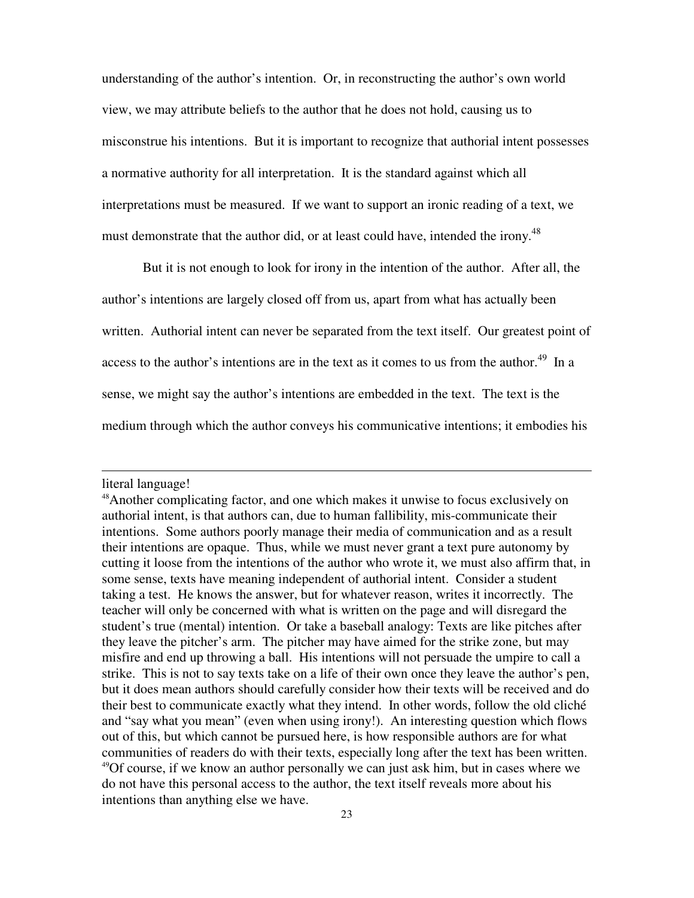understanding of the author's intention. Or, in reconstructing the author's own world view, we may attribute beliefs to the author that he does not hold, causing us to misconstrue his intentions. But it is important to recognize that authorial intent possesses a normative authority for all interpretation. It is the standard against which all interpretations must be measured. If we want to support an ironic reading of a text, we must demonstrate that the author did, or at least could have, intended the irony.[48]

But it is not enough to look for irony in the intention of the author. After all, the author's intentions are largely closed off from us, apart from what has actually been written. Authorial intent can never be separated from the text itself. Our greatest point of access to the author's intentions are in the text as it comes to us from the author.[49] In a sense, we might say the author's intentions are embedded in the text. The text is the medium through which the author conveys his communicative intentions; it embodies his

---

literal language!

[48]Another complicating factor, and one which makes it unwise to focus exclusively on authorial intent, is that authors can, due to human fallibility, mis-communicate their intentions. Some authors poorly manage their media of communication and as a result their intentions are opaque. Thus, while we must never grant a text pure autonomy by cutting it loose from the intentions of the author who wrote it, we must also affirm that, in some sense, texts have meaning independent of authorial intent. Consider a student taking a test. He knows the answer, but for whatever reason, writes it incorrectly. The teacher will only be concerned with what is written on the page and will disregard the student's true (mental) intention. Or take a baseball analogy: Texts are like pitches after they leave the pitcher's arm. The pitcher may have aimed for the strike zone, but may misfire and end up throwing a ball. His intentions will not persuade the umpire to call a strike. This is not to say texts take on a life of their own once they leave the author's pen, but it does mean authors should carefully consider how their texts will be received and do their best to communicate exactly what they intend. In other words, follow the old cliché and "say what you mean" (even when using irony!). An interesting question which flows out of this, but which cannot be pursued here, is how responsible authors are for what communities of readers do with their texts, especially long after the text has been written.

[49]Of course, if we know an author personally we can just ask him, but in cases where we do not have this personal access to the author, the text itself reveals more about his intentions than anything else we have.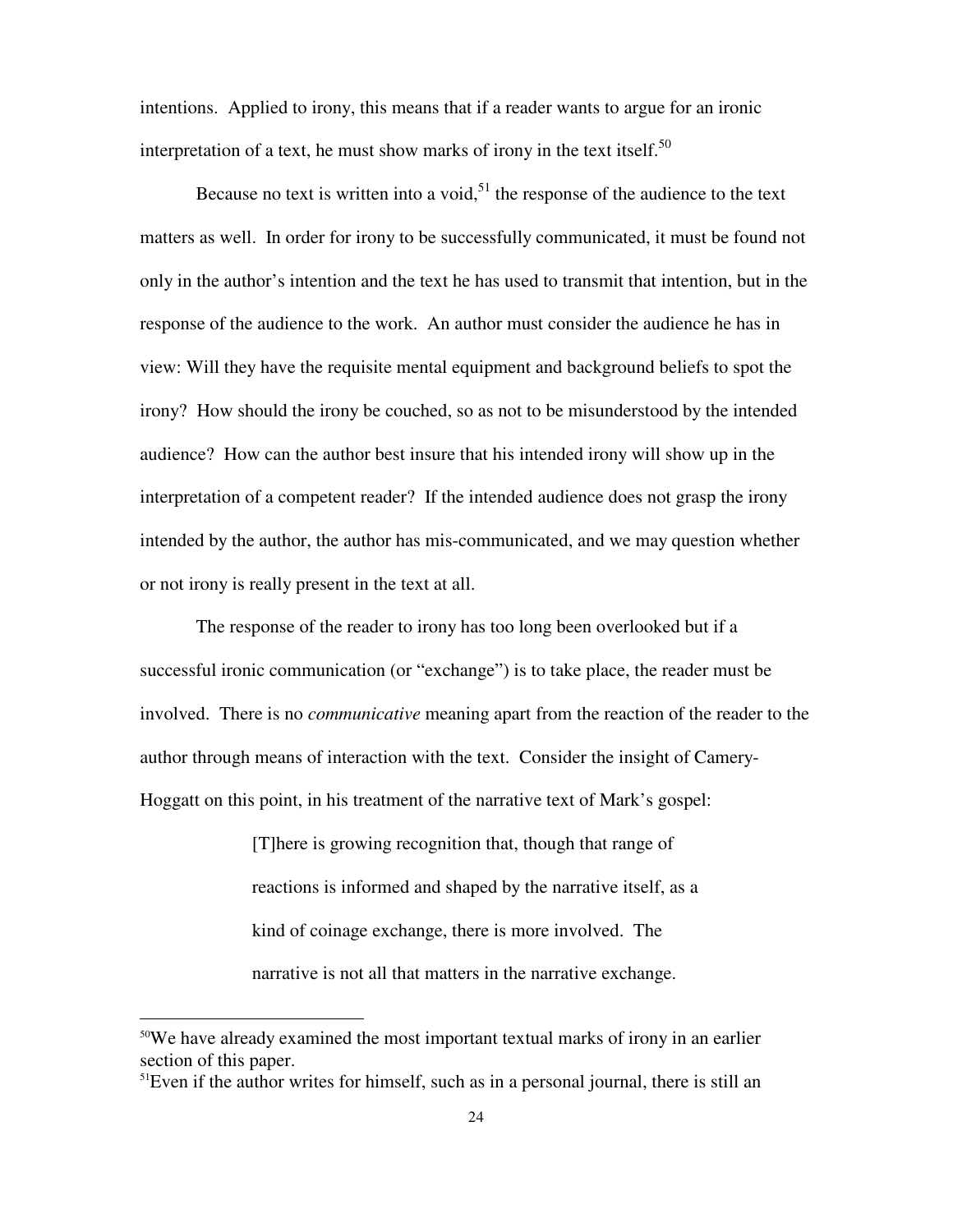intentions. Applied to irony, this means that if a reader wants to argue for an ironic interpretation of a text, he must show marks of irony in the text itself.[50]

Because no text is written into a void,[51] the response of the audience to the text matters as well. In order for irony to be successfully communicated, it must be found not only in the author's intention and the text he has used to transmit that intention, but in the response of the audience to the work. An author must consider the audience he has in view: Will they have the requisite mental equipment and background beliefs to spot the irony? How should the irony be couched, so as not to be misunderstood by the intended audience? How can the author best insure that his intended irony will show up in the interpretation of a competent reader? If the intended audience does not grasp the irony intended by the author, the author has mis-communicated, and we may question whether or not irony is really present in the text at all.

The response of the reader to irony has too long been overlooked but if a successful ironic communication (or "exchange") is to take place, the reader must be involved. There is no *communicative* meaning apart from the reaction of the reader to the author through means of interaction with the text. Consider the insight of Camery-Hoggatt on this point, in his treatment of the narrative text of Mark's gospel:

> [T]here is growing recognition that, though that range of reactions is informed and shaped by the narrative itself, as a kind of coinage exchange, there is more involved. The narrative is not all that matters in the narrative exchange.

---

[50]We have already examined the most important textual marks of irony in an earlier section of this paper.

[51]Even if the author writes for himself, such as in a personal journal, there is still an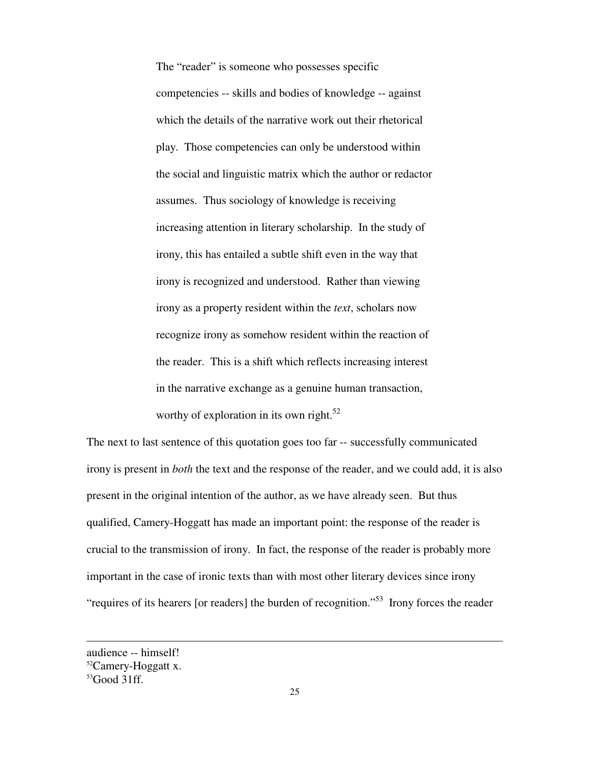> The "reader" is someone who possesses specific competencies -- skills and bodies of knowledge -- against which the details of the narrative work out their rhetorical play. Those competencies can only be understood within the social and linguistic matrix which the author or redactor assumes. Thus sociology of knowledge is receiving increasing attention in literary scholarship. In the study of irony, this has entailed a subtle shift even in the way that irony is recognized and understood. Rather than viewing irony as a property resident within the *text*, scholars now recognize irony as somehow resident within the reaction of the reader. This is a shift which reflects increasing interest in the narrative exchange as a genuine human transaction, worthy of exploration in its own right.[52]

The next to last sentence of this quotation goes too far -- successfully communicated irony is present in *both* the text and the response of the reader, and we could add, it is also present in the original intention of the author, as we have already seen. But thus qualified, Camery-Hoggatt has made an important point: the response of the reader is crucial to the transmission of irony. In fact, the response of the reader is probably more important in the case of ironic texts than with most other literary devices since irony "requires of its hearers [or readers] the burden of recognition."[53] Irony forces the reader

---

audience -- himself!

[52]Camery-Hoggatt x.

[53]Good 31ff.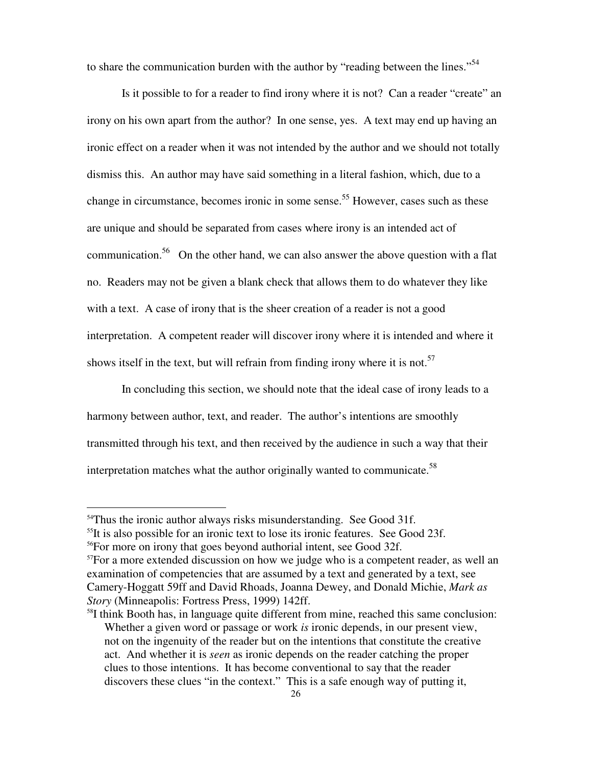to share the communication burden with the author by "reading between the lines."[54]

Is it possible to for a reader to find irony where it is not? Can a reader "create" an irony on his own apart from the author? In one sense, yes. A text may end up having an ironic effect on a reader when it was not intended by the author and we should not totally dismiss this. An author may have said something in a literal fashion, which, due to a change in circumstance, becomes ironic in some sense.[55] However, cases such as these are unique and should be separated from cases where irony is an intended act of communication.[56] On the other hand, we can also answer the above question with a flat no. Readers may not be given a blank check that allows them to do whatever they like with a text. A case of irony that is the sheer creation of a reader is not a good interpretation. A competent reader will discover irony where it is intended and where it shows itself in the text, but will refrain from finding irony where it is not.[57]

In concluding this section, we should note that the ideal case of irony leads to a harmony between author, text, and reader. The author's intentions are smoothly transmitted through his text, and then received by the audience in such a way that their interpretation matches what the author originally wanted to communicate.[58]

---

[54]Thus the ironic author always risks misunderstanding. See Good 31f.

[55]It is also possible for an ironic text to lose its ironic features. See Good 23f.

[56]For more on irony that goes beyond authorial intent, see Good 32f.

[57]For a more extended discussion on how we judge who is a competent reader, as well an examination of competencies that are assumed by a text and generated by a text, see Camery-Hoggatt 59ff and David Rhoads, Joanna Dewey, and Donald Michie, *Mark as Story* (Minneapolis: Fortress Press, 1999) 142ff.

[58]I think Booth has, in language quite different from mine, reached this same conclusion:

> Whether a given word or passage or work *is* ironic depends, in our present view, not on the ingenuity of the reader but on the intentions that constitute the creative act. And whether it is *seen* as ironic depends on the reader catching the proper clues to those intentions. It has become conventional to say that the reader discovers these clues "in the context." This is a safe enough way of putting it,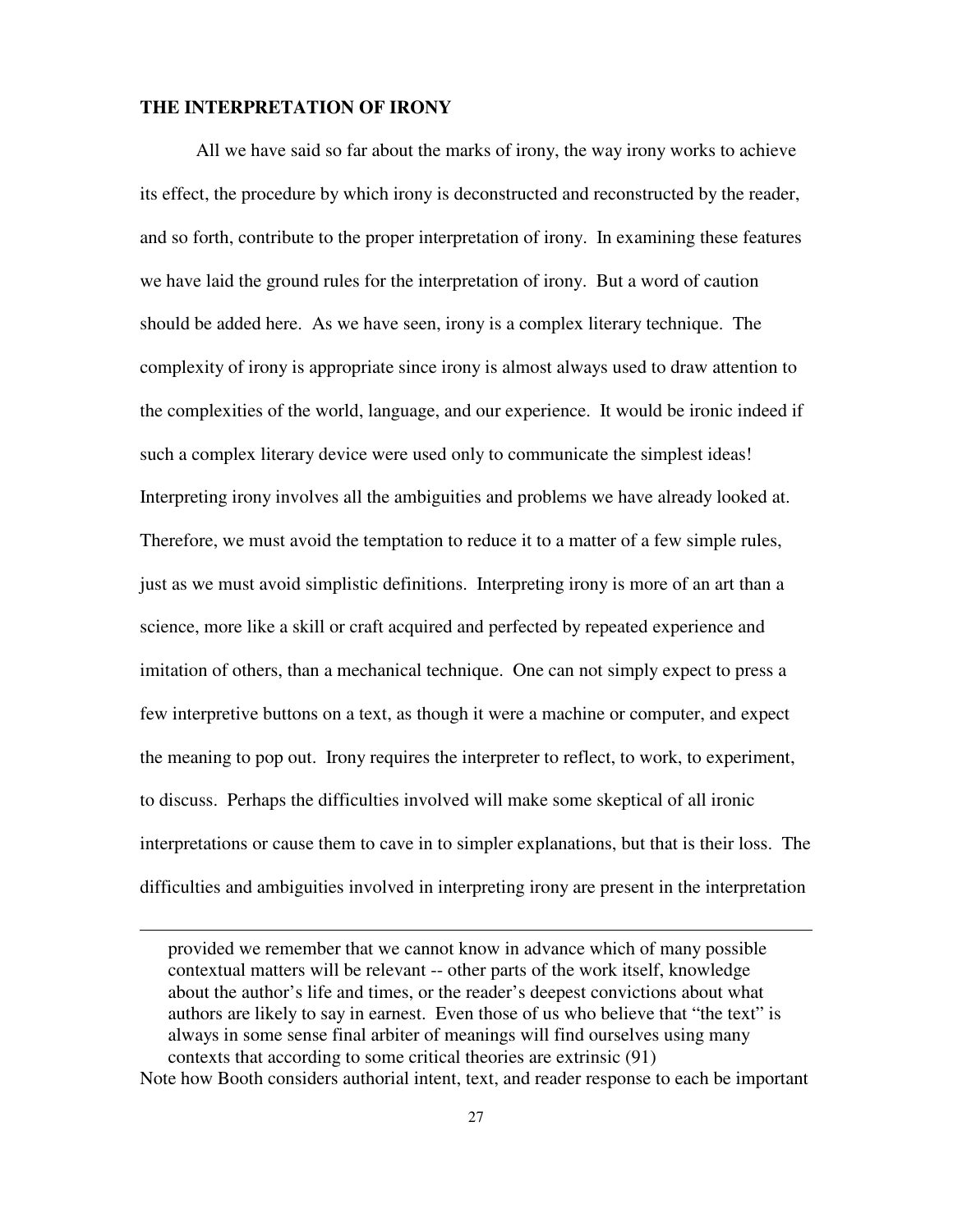**THE INTERPRETATION OF IRONY**

All we have said so far about the marks of irony, the way irony works to achieve its effect, the procedure by which irony is deconstructed and reconstructed by the reader, and so forth, contribute to the proper interpretation of irony. In examining these features we have laid the ground rules for the interpretation of irony. But a word of caution should be added here. As we have seen, irony is a complex literary technique. The complexity of irony is appropriate since irony is almost always used to draw attention to the complexities of the world, language, and our experience. It would be ironic indeed if such a complex literary device were used only to communicate the simplest ideas! Interpreting irony involves all the ambiguities and problems we have already looked at. Therefore, we must avoid the temptation to reduce it to a matter of a few simple rules, just as we must avoid simplistic definitions. Interpreting irony is more of an art than a science, more like a skill or craft acquired and perfected by repeated experience and imitation of others, than a mechanical technique. One can not simply expect to press a few interpretive buttons on a text, as though it were a machine or computer, and expect the meaning to pop out. Irony requires the interpreter to reflect, to work, to experiment, to discuss. Perhaps the difficulties involved will make some skeptical of all ironic interpretations or cause them to cave in to simpler explanations, but that is their loss. The difficulties and ambiguities involved in interpreting irony are present in the interpretation

---

> provided we remember that we cannot know in advance which of many possible contextual matters will be relevant -- other parts of the work itself, knowledge about the author's life and times, or the reader's deepest convictions about what authors are likely to say in earnest. Even those of us who believe that "the text" is always in some sense final arbiter of meanings will find ourselves using many contexts that according to some critical theories are extrinsic (91)

Note how Booth considers authorial intent, text, and reader response to each be important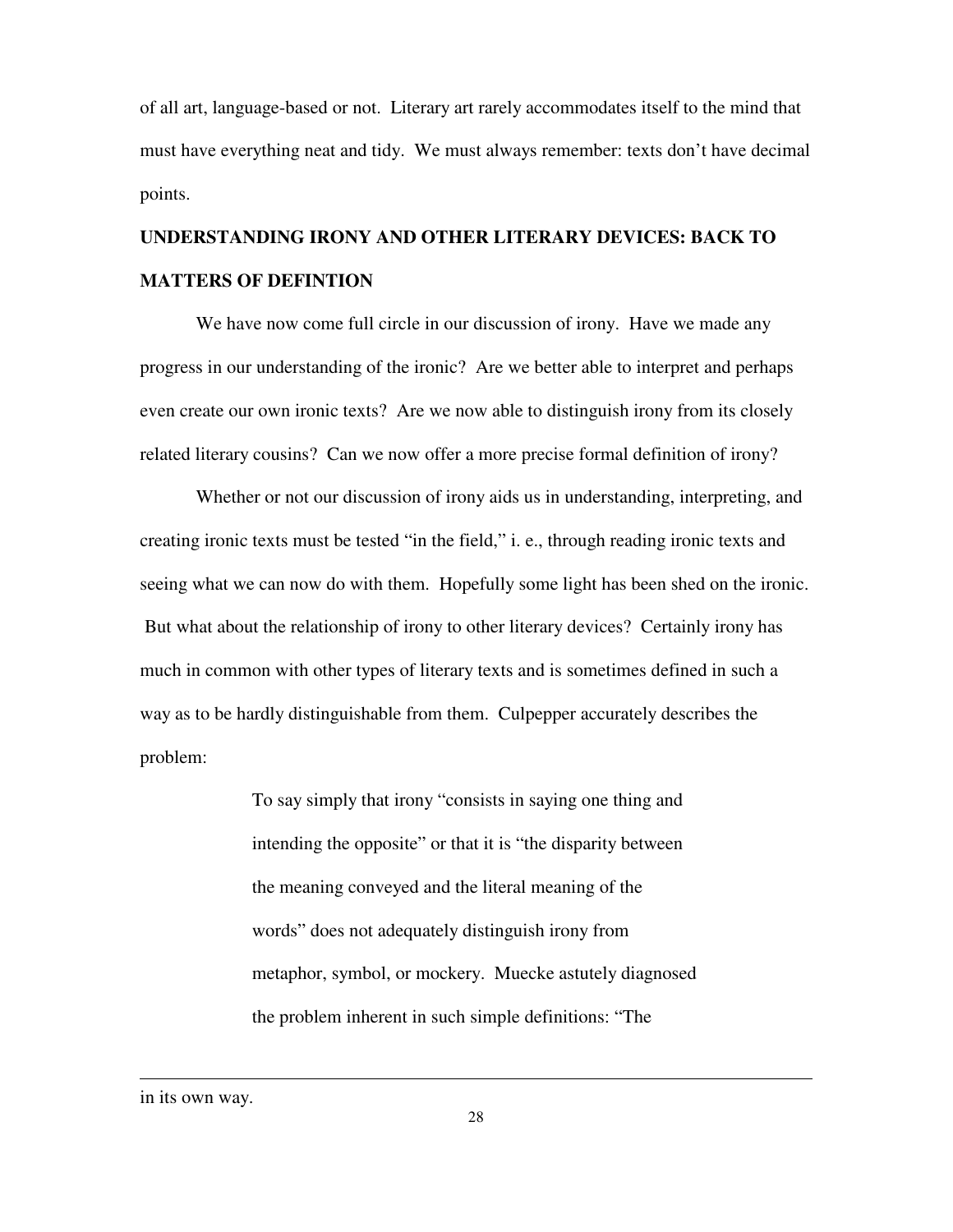of all art, language-based or not. Literary art rarely accommodates itself to the mind that must have everything neat and tidy. We must always remember: texts don't have decimal points.

## UNDERSTANDING IRONY AND OTHER LITERARY DEVICES: BACK TO MATTERS OF DEFINTION

We have now come full circle in our discussion of irony. Have we made any progress in our understanding of the ironic? Are we better able to interpret and perhaps even create our own ironic texts? Are we now able to distinguish irony from its closely related literary cousins? Can we now offer a more precise formal definition of irony?

Whether or not our discussion of irony aids us in understanding, interpreting, and creating ironic texts must be tested "in the field," i. e., through reading ironic texts and seeing what we can now do with them. Hopefully some light has been shed on the ironic. But what about the relationship of irony to other literary devices? Certainly irony has much in common with other types of literary texts and is sometimes defined in such a way as to be hardly distinguishable from them. Culpepper accurately describes the problem:

> To say simply that irony "consists in saying one thing and intending the opposite" or that it is "the disparity between the meaning conveyed and the literal meaning of the words" does not adequately distinguish irony from metaphor, symbol, or mockery. Muecke astutely diagnosed the problem inherent in such simple definitions: "The

---

in its own way.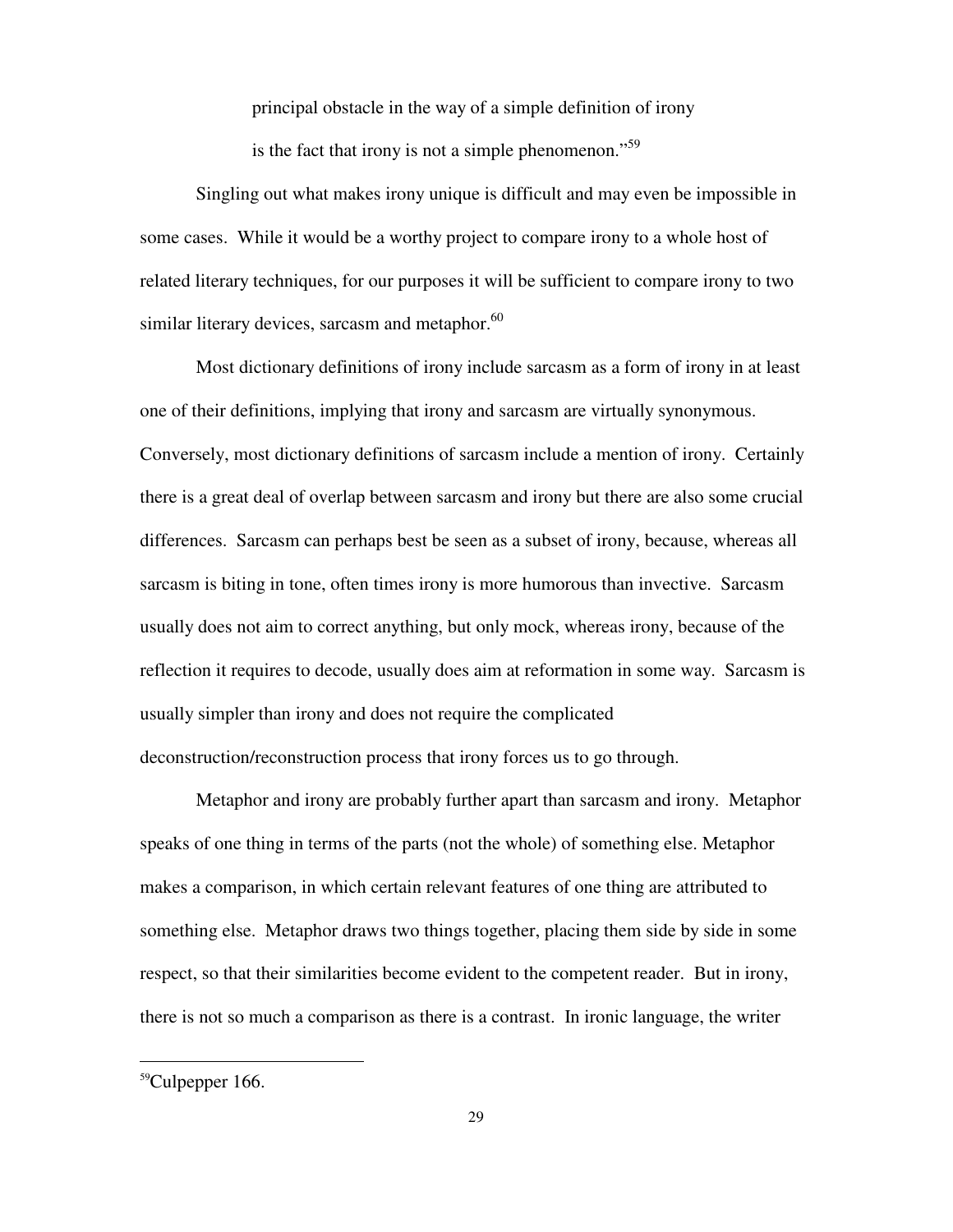principal obstacle in the way of a simple definition of irony is the fact that irony is not a simple phenomenon."[59]

Singling out what makes irony unique is difficult and may even be impossible in some cases. While it would be a worthy project to compare irony to a whole host of related literary techniques, for our purposes it will be sufficient to compare irony to two similar literary devices, sarcasm and metaphor.[60]

Most dictionary definitions of irony include sarcasm as a form of irony in at least one of their definitions, implying that irony and sarcasm are virtually synonymous. Conversely, most dictionary definitions of sarcasm include a mention of irony. Certainly there is a great deal of overlap between sarcasm and irony but there are also some crucial differences. Sarcasm can perhaps best be seen as a subset of irony, because, whereas all sarcasm is biting in tone, often times irony is more humorous than invective. Sarcasm usually does not aim to correct anything, but only mock, whereas irony, because of the reflection it requires to decode, usually does aim at reformation in some way. Sarcasm is usually simpler than irony and does not require the complicated deconstruction/reconstruction process that irony forces us to go through.

Metaphor and irony are probably further apart than sarcasm and irony. Metaphor speaks of one thing in terms of the parts (not the whole) of something else. Metaphor makes a comparison, in which certain relevant features of one thing are attributed to something else. Metaphor draws two things together, placing them side by side in some respect, so that their similarities become evident to the competent reader. But in irony, there is not so much a comparison as there is a contrast. In ironic language, the writer

---

[59]Culpepper 166.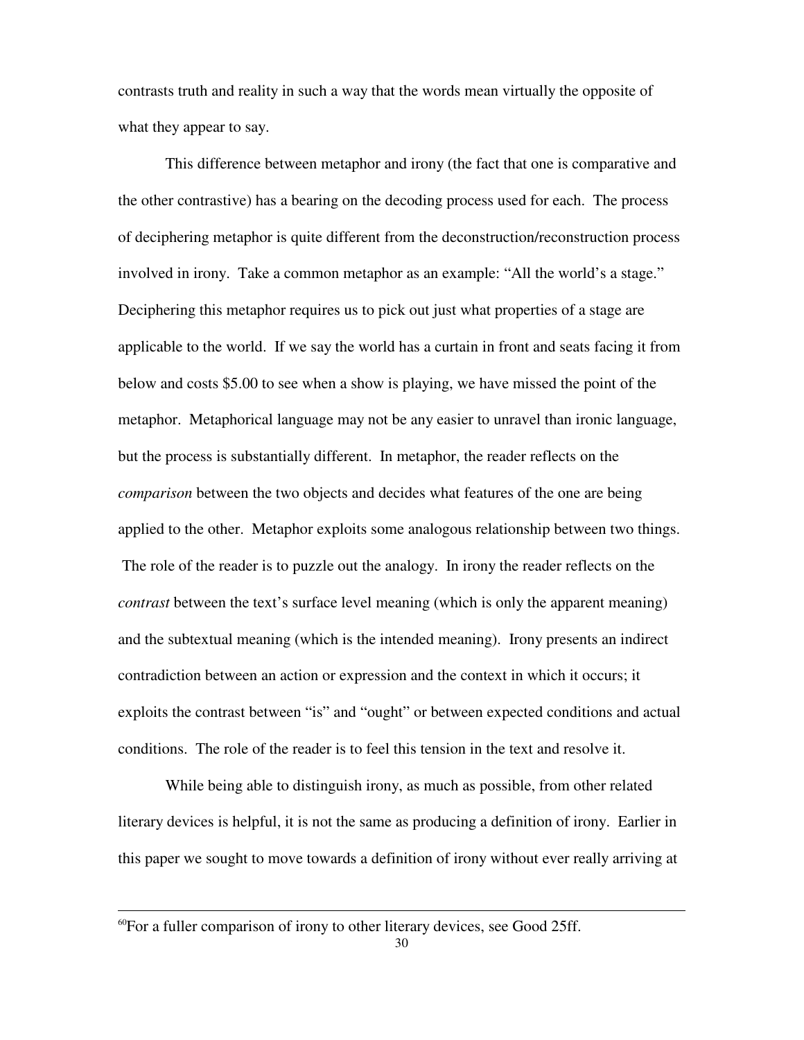contrasts truth and reality in such a way that the words mean virtually the opposite of what they appear to say.

This difference between metaphor and irony (the fact that one is comparative and the other contrastive) has a bearing on the decoding process used for each. The process of deciphering metaphor is quite different from the deconstruction/reconstruction process involved in irony. Take a common metaphor as an example: "All the world's a stage." Deciphering this metaphor requires us to pick out just what properties of a stage are applicable to the world. If we say the world has a curtain in front and seats facing it from below and costs $5.00 to see when a show is playing, we have missed the point of the metaphor. Metaphorical language may not be any easier to unravel than ironic language, but the process is substantially different. In metaphor, the reader reflects on the *comparison* between the two objects and decides what features of the one are being applied to the other. Metaphor exploits some analogous relationship between two things. The role of the reader is to puzzle out the analogy. In irony the reader reflects on the *contrast* between the text's surface level meaning (which is only the apparent meaning) and the subtextual meaning (which is the intended meaning). Irony presents an indirect contradiction between an action or expression and the context in which it occurs; it exploits the contrast between "is" and "ought" or between expected conditions and actual conditions. The role of the reader is to feel this tension in the text and resolve it.

While being able to distinguish irony, as much as possible, from other related literary devices is helpful, it is not the same as producing a definition of irony. Earlier in this paper we sought to move towards a definition of irony without ever really arriving at

---

[60]For a fuller comparison of irony to other literary devices, see Good 25ff.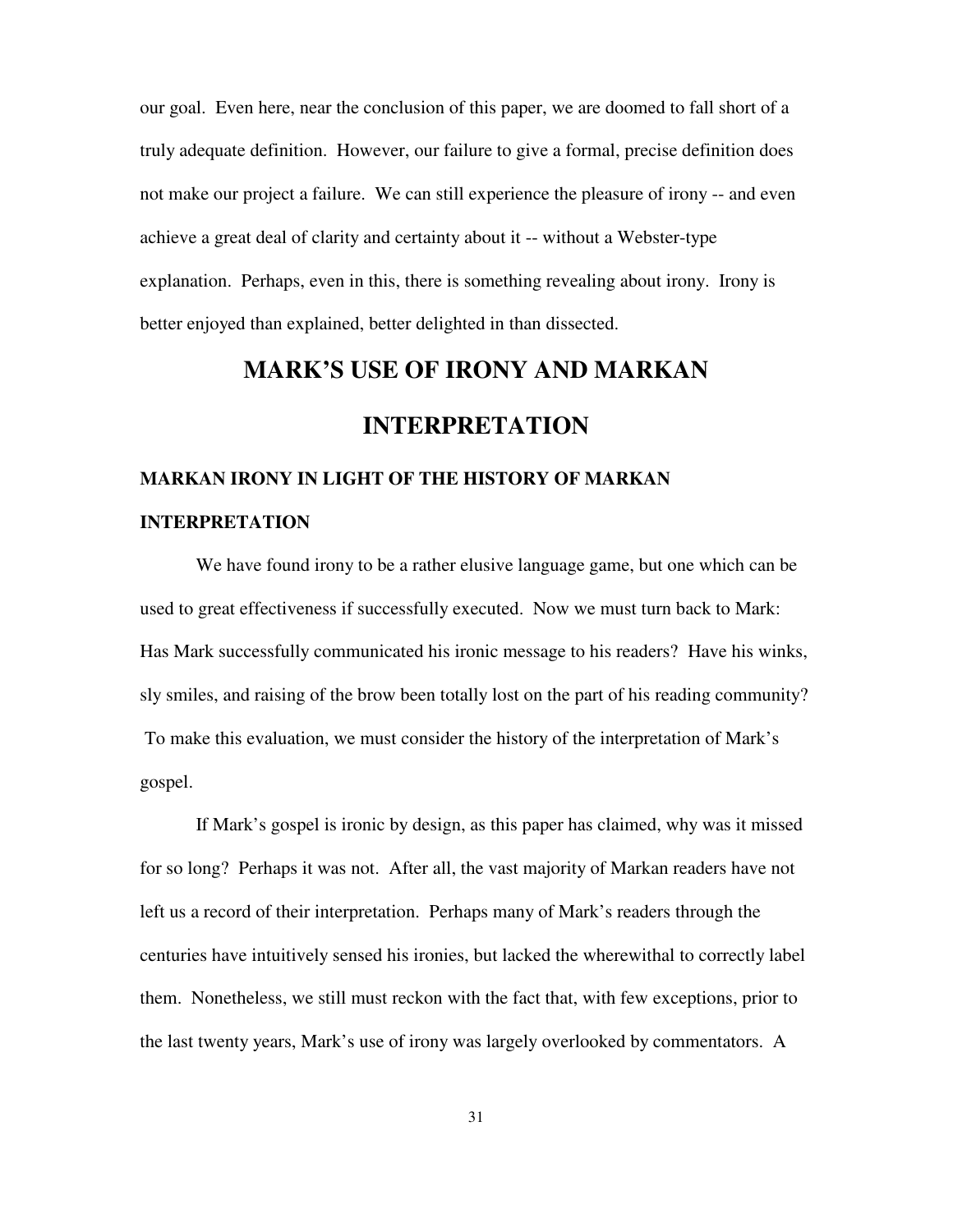our goal. Even here, near the conclusion of this paper, we are doomed to fall short of a truly adequate definition. However, our failure to give a formal, precise definition does not make our project a failure. We can still experience the pleasure of irony -- and even achieve a great deal of clarity and certainty about it -- without a Webster-type explanation. Perhaps, even in this, there is something revealing about irony. Irony is better enjoyed than explained, better delighted in than dissected.

# MARK'S USE OF IRONY AND MARKAN INTERPRETATION

## MARKAN IRONY IN LIGHT OF THE HISTORY OF MARKAN INTERPRETATION

We have found irony to be a rather elusive language game, but one which can be used to great effectiveness if successfully executed. Now we must turn back to Mark: Has Mark successfully communicated his ironic message to his readers? Have his winks, sly smiles, and raising of the brow been totally lost on the part of his reading community? To make this evaluation, we must consider the history of the interpretation of Mark's gospel.

If Mark's gospel is ironic by design, as this paper has claimed, why was it missed for so long? Perhaps it was not. After all, the vast majority of Markan readers have not left us a record of their interpretation. Perhaps many of Mark's readers through the centuries have intuitively sensed his ironies, but lacked the wherewithal to correctly label them. Nonetheless, we still must reckon with the fact that, with few exceptions, prior to the last twenty years, Mark's use of irony was largely overlooked by commentators. A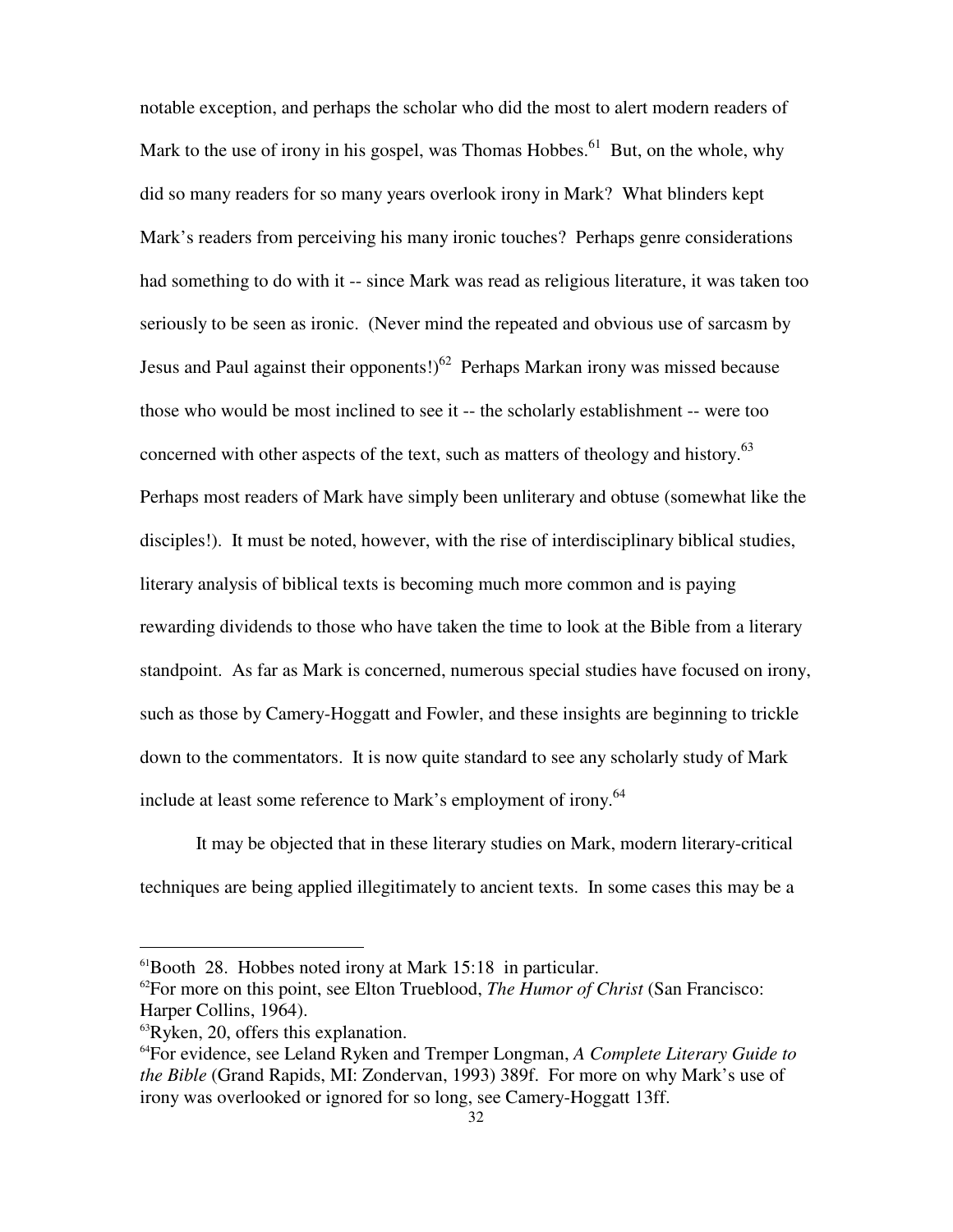notable exception, and perhaps the scholar who did the most to alert modern readers of Mark to the use of irony in his gospel, was Thomas Hobbes.[61] But, on the whole, why did so many readers for so many years overlook irony in Mark? What blinders kept Mark's readers from perceiving his many ironic touches? Perhaps genre considerations had something to do with it -- since Mark was read as religious literature, it was taken too seriously to be seen as ironic. (Never mind the repeated and obvious use of sarcasm by Jesus and Paul against their opponents!)[62] Perhaps Markan irony was missed because those who would be most inclined to see it -- the scholarly establishment -- were too concerned with other aspects of the text, such as matters of theology and history.[63] Perhaps most readers of Mark have simply been unliterary and obtuse (somewhat like the disciples!). It must be noted, however, with the rise of interdisciplinary biblical studies, literary analysis of biblical texts is becoming much more common and is paying rewarding dividends to those who have taken the time to look at the Bible from a literary standpoint. As far as Mark is concerned, numerous special studies have focused on irony, such as those by Camery-Hoggatt and Fowler, and these insights are beginning to trickle down to the commentators. It is now quite standard to see any scholarly study of Mark include at least some reference to Mark's employment of irony.[64]

It may be objected that in these literary studies on Mark, modern literary-critical techniques are being applied illegitimately to ancient texts. In some cases this may be a

---

[61]Booth 28. Hobbes noted irony at Mark 15:18 in particular.

[62]For more on this point, see Elton Trueblood, *The Humor of Christ* (San Francisco: Harper Collins, 1964).

[63]Ryken, 20, offers this explanation.

[64]For evidence, see Leland Ryken and Tremper Longman, *A Complete Literary Guide to the Bible* (Grand Rapids, MI: Zondervan, 1993) 389f. For more on why Mark's use of irony was overlooked or ignored for so long, see Camery-Hoggatt 13ff.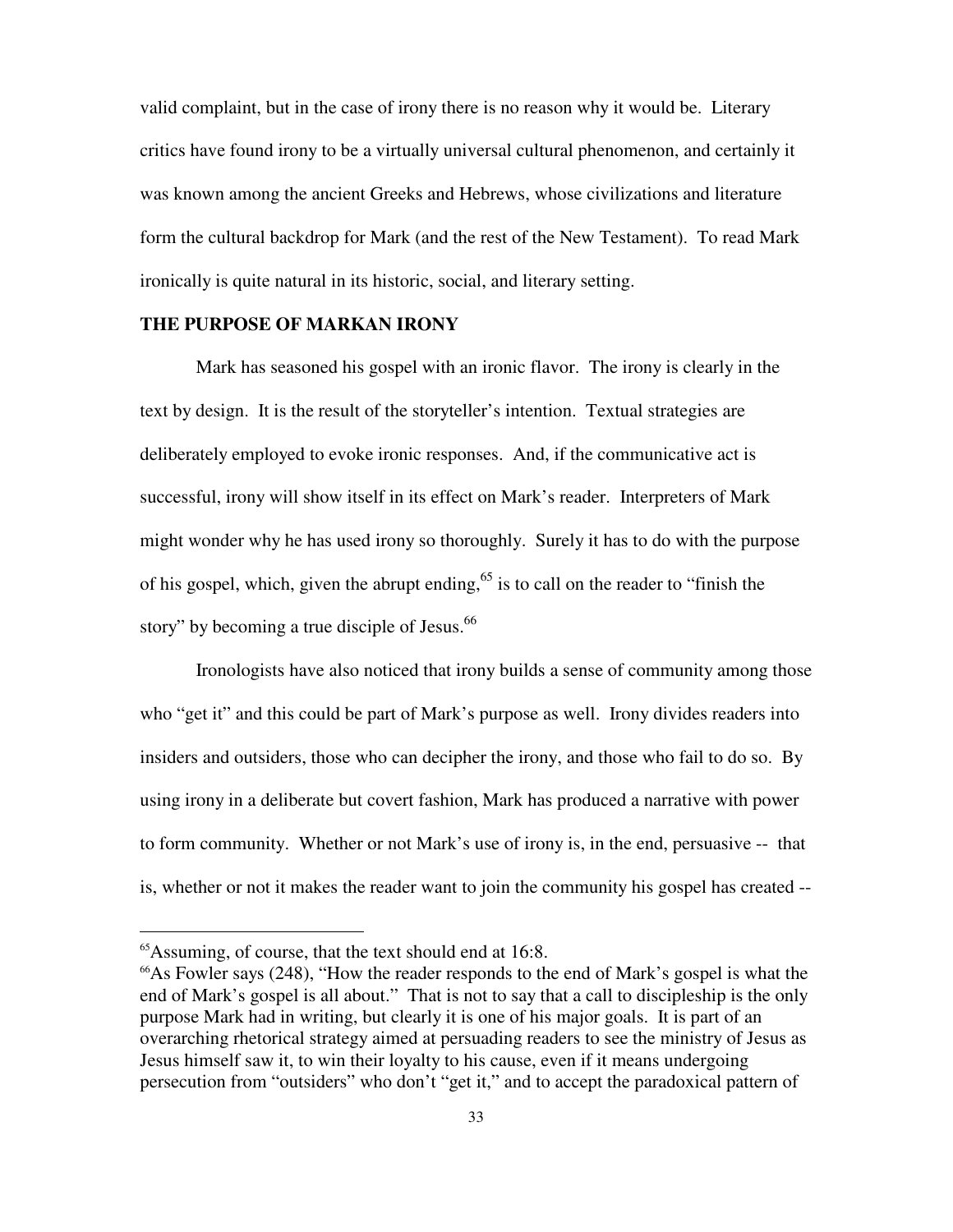valid complaint, but in the case of irony there is no reason why it would be. Literary critics have found irony to be a virtually universal cultural phenomenon, and certainly it was known among the ancient Greeks and Hebrews, whose civilizations and literature form the cultural backdrop for Mark (and the rest of the New Testament). To read Mark ironically is quite natural in its historic, social, and literary setting.

## THE PURPOSE OF MARKAN IRONY

Mark has seasoned his gospel with an ironic flavor. The irony is clearly in the text by design. It is the result of the storyteller's intention. Textual strategies are deliberately employed to evoke ironic responses. And, if the communicative act is successful, irony will show itself in its effect on Mark's reader. Interpreters of Mark might wonder why he has used irony so thoroughly. Surely it has to do with the purpose of his gospel, which, given the abrupt ending,[65] is to call on the reader to "finish the story" by becoming a true disciple of Jesus.[66]

Ironologists have also noticed that irony builds a sense of community among those who "get it" and this could be part of Mark's purpose as well. Irony divides readers into insiders and outsiders, those who can decipher the irony, and those who fail to do so. By using irony in a deliberate but covert fashion, Mark has produced a narrative with power to form community. Whether or not Mark's use of irony is, in the end, persuasive -- that is, whether or not it makes the reader want to join the community his gospel has created --

---

[65]Assuming, of course, that the text should end at 16:8.

[66]As Fowler says (248), "How the reader responds to the end of Mark's gospel is what the end of Mark's gospel is all about." That is not to say that a call to discipleship is the only purpose Mark had in writing, but clearly it is one of his major goals. It is part of an overarching rhetorical strategy aimed at persuading readers to see the ministry of Jesus as Jesus himself saw it, to win their loyalty to his cause, even if it means undergoing persecution from "outsiders" who don't "get it," and to accept the paradoxical pattern of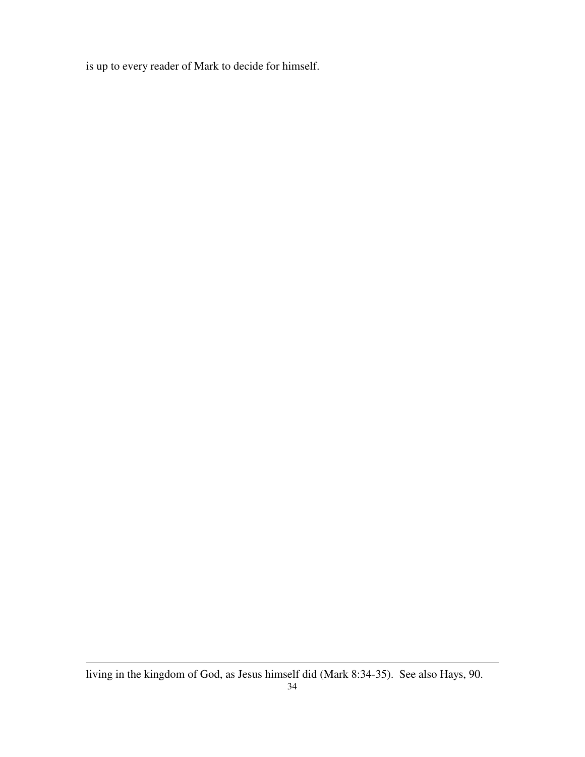is up to every reader of Mark to decide for himself.

---

living in the kingdom of God, as Jesus himself did (Mark 8:34-35). See also Hays, 90.